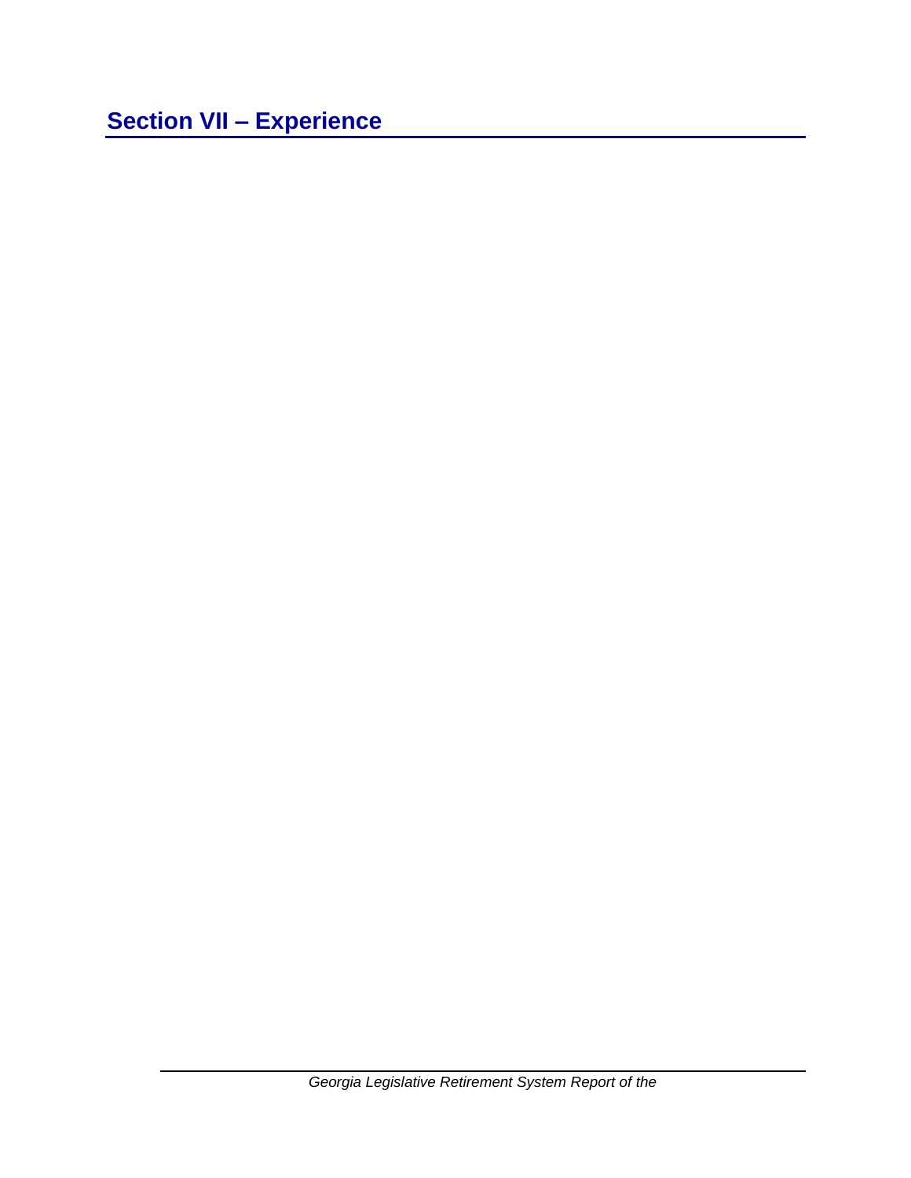# Section VII – Experience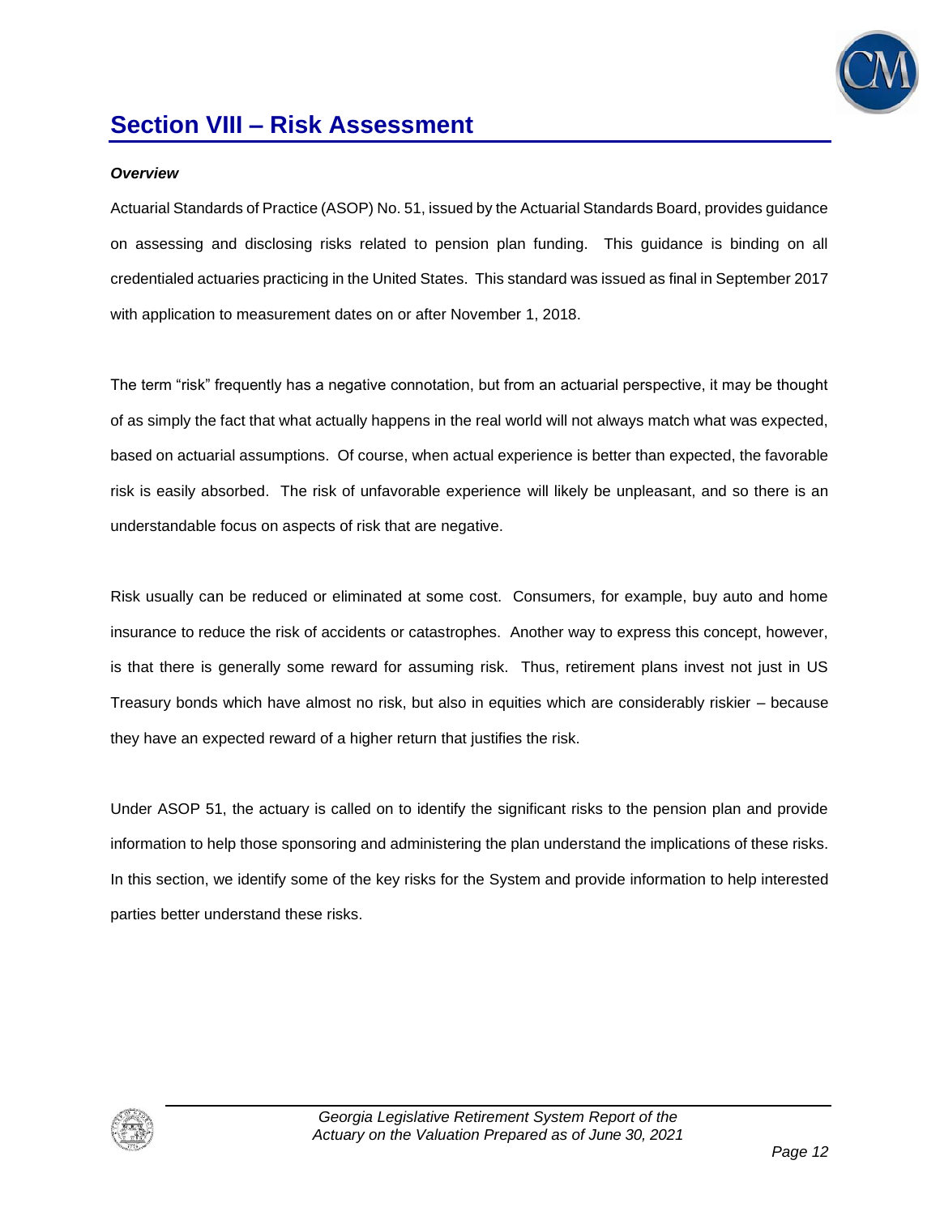# Section VIII – Risk Assessment

***Overview***

Actuarial Standards of Practice (ASOP) No. 51, issued by the Actuarial Standards Board, provides guidance on assessing and disclosing risks related to pension plan funding. This guidance is binding on all credentialed actuaries practicing in the United States. This standard was issued as final in September 2017 with application to measurement dates on or after November 1, 2018.

The term "risk" frequently has a negative connotation, but from an actuarial perspective, it may be thought of as simply the fact that what actually happens in the real world will not always match what was expected, based on actuarial assumptions. Of course, when actual experience is better than expected, the favorable risk is easily absorbed. The risk of unfavorable experience will likely be unpleasant, and so there is an understandable focus on aspects of risk that are negative.

Risk usually can be reduced or eliminated at some cost. Consumers, for example, buy auto and home insurance to reduce the risk of accidents or catastrophes. Another way to express this concept, however, is that there is generally some reward for assuming risk. Thus, retirement plans invest not just in US Treasury bonds which have almost no risk, but also in equities which are considerably riskier – because they have an expected reward of a higher return that justifies the risk.

Under ASOP 51, the actuary is called on to identify the significant risks to the pension plan and provide information to help those sponsoring and administering the plan understand the implications of these risks. In this section, we identify some of the key risks for the System and provide information to help interested parties better understand these risks.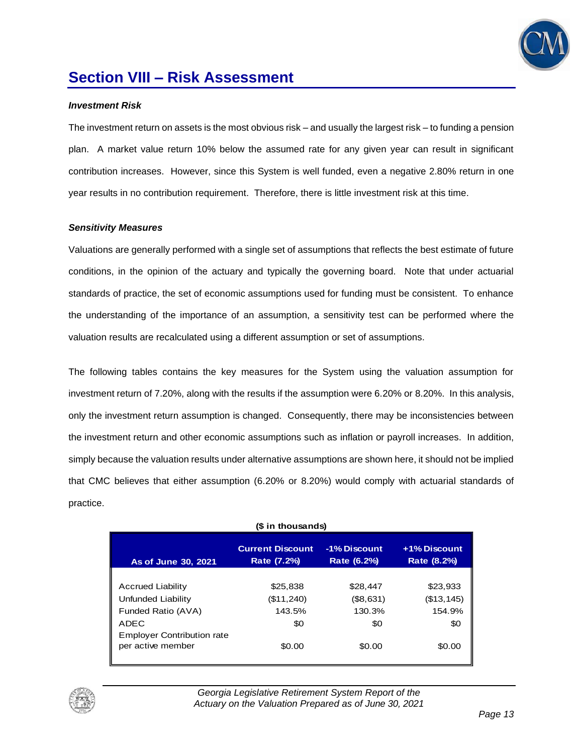## Section VIII – Risk Assessment

***Investment Risk***

The investment return on assets is the most obvious risk – and usually the largest risk – to funding a pension plan. A market value return 10% below the assumed rate for any given year can result in significant contribution increases. However, since this System is well funded, even a negative 2.80% return in one year results in no contribution requirement. Therefore, there is little investment risk at this time.

***Sensitivity Measures***

Valuations are generally performed with a single set of assumptions that reflects the best estimate of future conditions, in the opinion of the actuary and typically the governing board. Note that under actuarial standards of practice, the set of economic assumptions used for funding must be consistent. To enhance the understanding of the importance of an assumption, a sensitivity test can be performed where the valuation results are recalculated using a different assumption or set of assumptions.

The following tables contains the key measures for the System using the valuation assumption for investment return of 7.20%, along with the results if the assumption were 6.20% or 8.20%. In this analysis, only the investment return assumption is changed. Consequently, there may be inconsistencies between the investment return and other economic assumptions such as inflation or payroll increases. In addition, simply because the valuation results under alternative assumptions are shown here, it should not be implied that CMC believes that either assumption (6.20% or 8.20%) would comply with actuarial standards of practice.

**($ in thousands)**

| As of June 30, 2021 | Current Discount Rate (7.2%) | -1% Discount Rate (6.2%) | +1% Discount Rate (8.2%) |
|---|---|---|---|
| Accrued Liability | $25,838 | $28,447 | $23,933 |
| Unfunded Liability | ($11,240) | ($8,631) | ($13,145) |
| Funded Ratio (AVA) | 143.5% | 130.3% | 154.9% |
| ADEC | $0 | $0 | $0 |
| Employer Contribution rate per active member | $0.00 | $0.00 | $0.00 |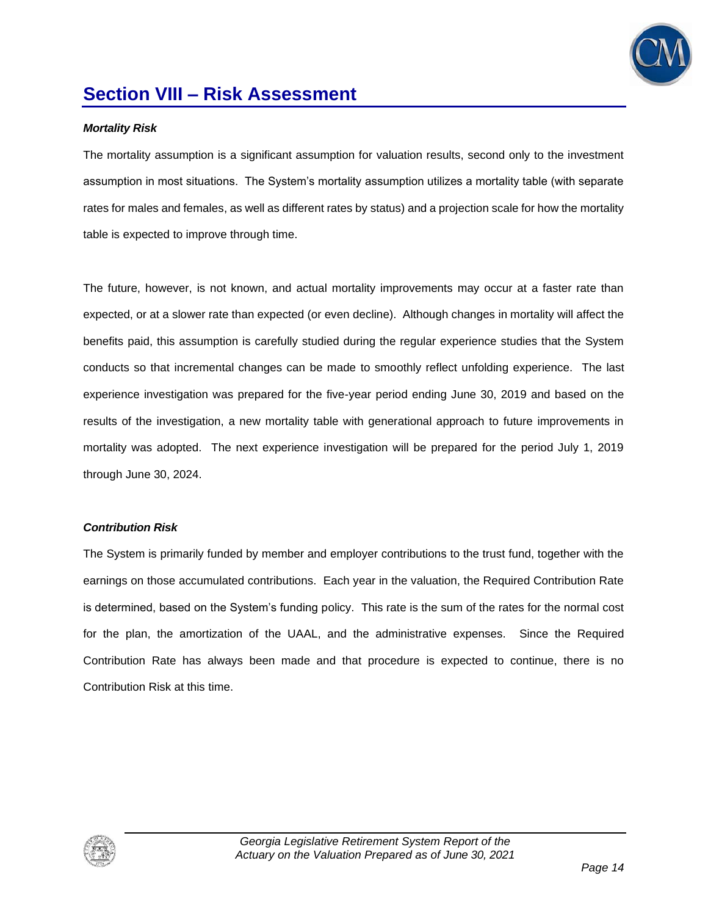# Section VIII – Risk Assessment

***Mortality Risk***

The mortality assumption is a significant assumption for valuation results, second only to the investment assumption in most situations. The System's mortality assumption utilizes a mortality table (with separate rates for males and females, as well as different rates by status) and a projection scale for how the mortality table is expected to improve through time.

The future, however, is not known, and actual mortality improvements may occur at a faster rate than expected, or at a slower rate than expected (or even decline). Although changes in mortality will affect the benefits paid, this assumption is carefully studied during the regular experience studies that the System conducts so that incremental changes can be made to smoothly reflect unfolding experience. The last experience investigation was prepared for the five-year period ending June 30, 2019 and based on the results of the investigation, a new mortality table with generational approach to future improvements in mortality was adopted. The next experience investigation will be prepared for the period July 1, 2019 through June 30, 2024.

***Contribution Risk***

The System is primarily funded by member and employer contributions to the trust fund, together with the earnings on those accumulated contributions. Each year in the valuation, the Required Contribution Rate is determined, based on the System's funding policy. This rate is the sum of the rates for the normal cost for the plan, the amortization of the UAAL, and the administrative expenses. Since the Required Contribution Rate has always been made and that procedure is expected to continue, there is no Contribution Risk at this time.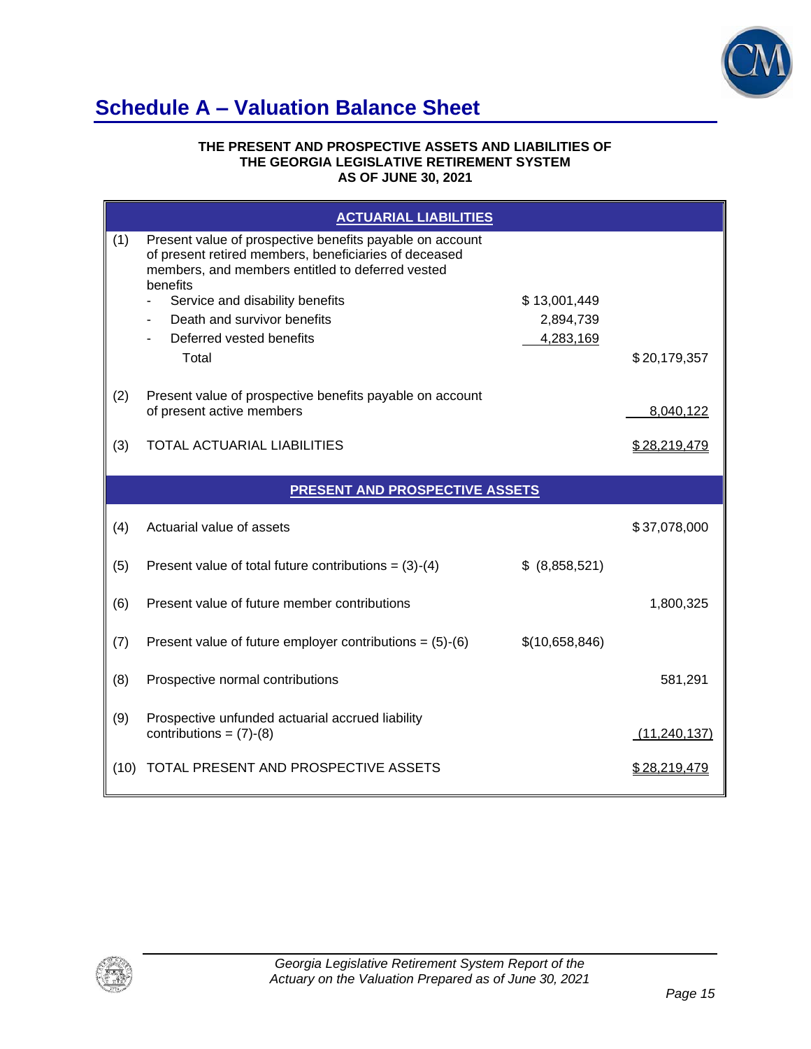## Schedule A – Valuation Balance Sheet

**THE PRESENT AND PROSPECTIVE ASSETS AND LIABILITIES OF THE GEORGIA LEGISLATIVE RETIREMENT SYSTEM AS OF JUNE 30, 2021**

| | **ACTUARIAL LIABILITIES** | | |
|---|---|---|---|
| (1) | Present value of prospective benefits payable on account of present retired members, beneficiaries of deceased members, and members entitled to deferred vested benefits | | |
| | - Service and disability benefits | $ 13,001,449 | |
| | - Death and survivor benefits | 2,894,739 | |
| | - Deferred vested benefits | 4,283,169 | |
| | Total | | $ 20,179,357 |
| (2) | Present value of prospective benefits payable on account of present active members | | 8,040,122 |
| (3) | TOTAL ACTUARIAL LIABILITIES | | $ 28,219,479 |
| | **PRESENT AND PROSPECTIVE ASSETS** | | |
| (4) | Actuarial value of assets | | $ 37,078,000 |
| (5) | Present value of total future contributions = (3)-(4) | $ (8,858,521) | |
| (6) | Present value of future member contributions | | 1,800,325 |
| (7) | Present value of future employer contributions = (5)-(6) | $(10,658,846) | |
| (8) | Prospective normal contributions | | 581,291 |
| (9) | Prospective unfunded actuarial accrued liability contributions = (7)-(8) | | (11,240,137) |
| (10) | TOTAL PRESENT AND PROSPECTIVE ASSETS | | $ 28,219,479 |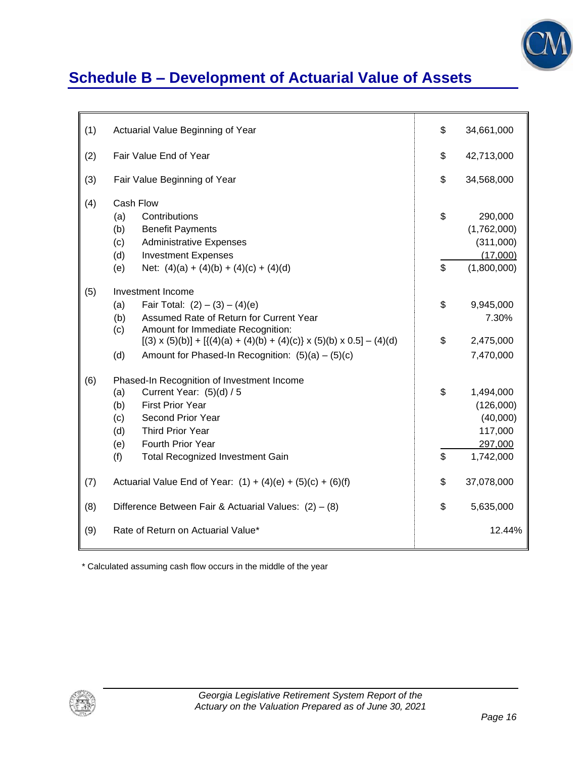# Schedule B – Development of Actuarial Value of Assets

| | | | |
|---|---|---|---|
| (1) | Actuarial Value Beginning of Year | $ | 34,661,000 |
| (2) | Fair Value End of Year | $ | 42,713,000 |
| (3) | Fair Value Beginning of Year | $ | 34,568,000 |
| (4) | Cash Flow | | |
| | (a) Contributions | $ | 290,000 |
| | (b) Benefit Payments | | (1,762,000) |
| | (c) Administrative Expenses | | (311,000) |
| | (d) Investment Expenses | | (17,000) |
| | (e) Net: (4)(a) + (4)(b) + (4)(c) + (4)(d) | $ | (1,800,000) |
| (5) | Investment Income | | |
| | (a) Fair Total: (2) – (3) – (4)(e) | $ | 9,945,000 |
| | (b) Assumed Rate of Return for Current Year | | 7.30% |
| | (c) Amount for Immediate Recognition: [(3) x (5)(b)] + [{(4)(a) + (4)(b) + (4)(c)} x (5)(b) x 0.5] – (4)(d) | $ | 2,475,000 |
| | (d) Amount for Phased-In Recognition: (5)(a) – (5)(c) | | 7,470,000 |
| (6) | Phased-In Recognition of Investment Income | | |
| | (a) Current Year: (5)(d) / 5 | $ | 1,494,000 |
| | (b) First Prior Year | | (126,000) |
| | (c) Second Prior Year | | (40,000) |
| | (d) Third Prior Year | | 117,000 |
| | (e) Fourth Prior Year | | 297,000 |
| | (f) Total Recognized Investment Gain | $ | 1,742,000 |
| (7) | Actuarial Value End of Year: (1) + (4)(e) + (5)(c) + (6)(f) | $ | 37,078,000 |
| (8) | Difference Between Fair & Actuarial Values: (2) – (8) | $ | 5,635,000 |
| (9) | Rate of Return on Actuarial Value* | | 12.44% |

\* Calculated assuming cash flow occurs in the middle of the year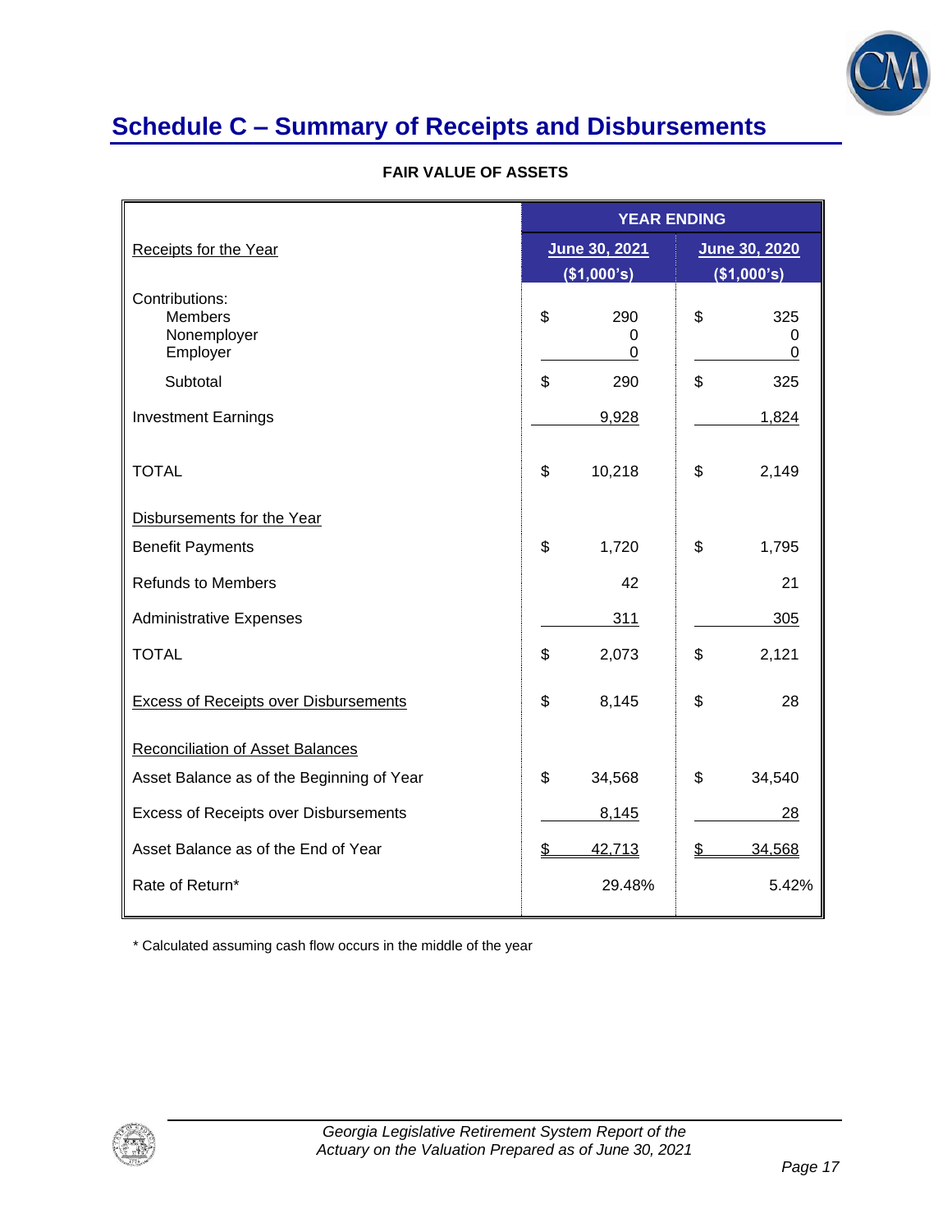# Schedule C – Summary of Receipts and Disbursements

**FAIR VALUE OF ASSETS**

| | YEAR ENDING | |
|---|---|---|
| Receipts for the Year | June 30, 2021 ($1,000's) | June 30, 2020 ($1,000's) |
| Contributions: | | |
| Members | $ 290 | $ 325 |
| Nonemployer | 0 | 0 |
| Employer | 0 | 0 |
| Subtotal | $ 290 | $ 325 |
| Investment Earnings | 9,928 | 1,824 |
| TOTAL | $ 10,218 | $ 2,149 |
| Disbursements for the Year | | |
| Benefit Payments | $ 1,720 | $ 1,795 |
| Refunds to Members | 42 | 21 |
| Administrative Expenses | 311 | 305 |
| TOTAL | $ 2,073 | $ 2,121 |
| Excess of Receipts over Disbursements | $ 8,145 | $ 28 |
| Reconciliation of Asset Balances | | |
| Asset Balance as of the Beginning of Year | $ 34,568 | $ 34,540 |
| Excess of Receipts over Disbursements | 8,145 | 28 |
| Asset Balance as of the End of Year | $ 42,713 | $ 34,568 |
| Rate of Return* | 29.48% | 5.42% |

* Calculated assuming cash flow occurs in the middle of the year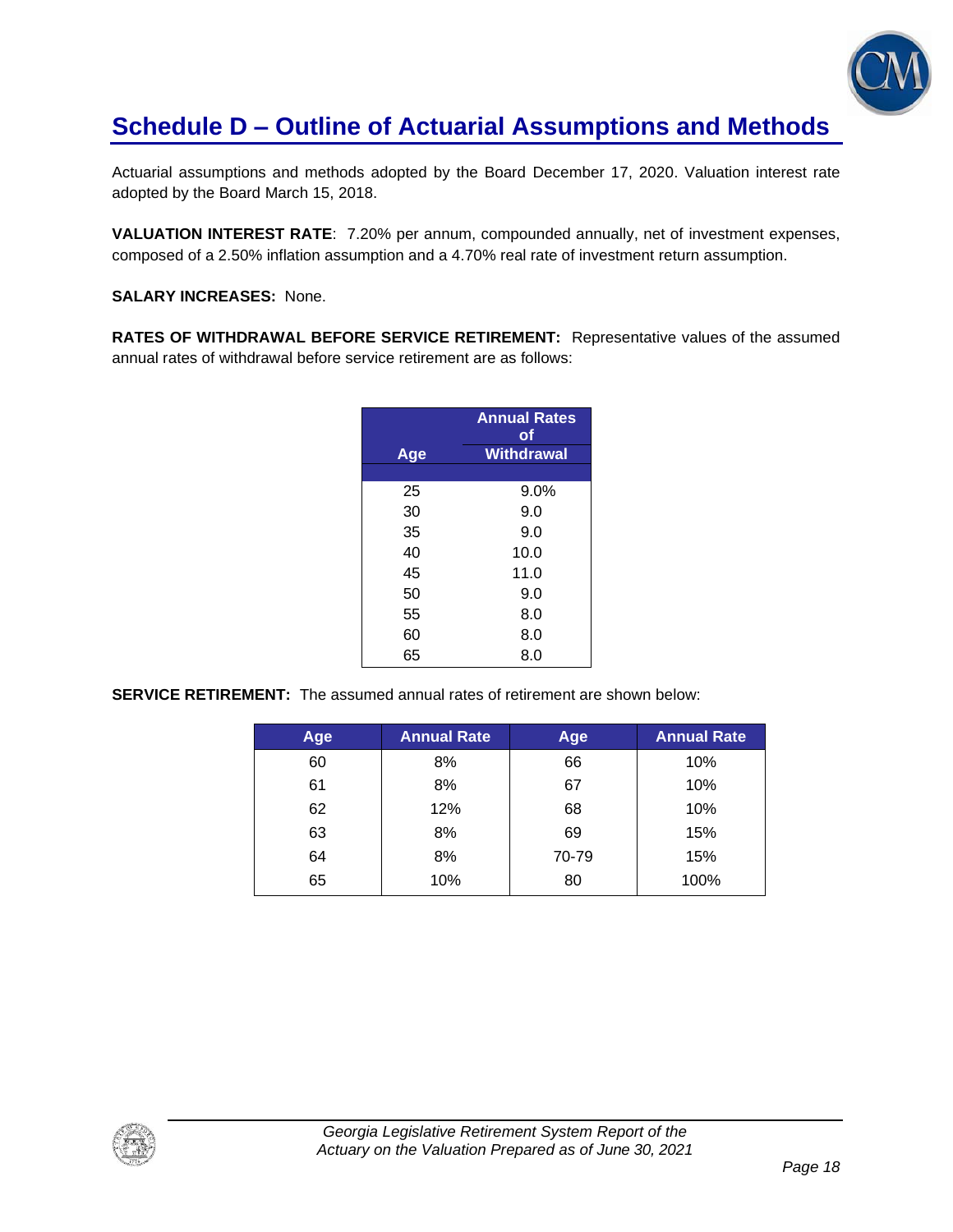# Schedule D – Outline of Actuarial Assumptions and Methods

Actuarial assumptions and methods adopted by the Board December 17, 2020. Valuation interest rate adopted by the Board March 15, 2018.

**VALUATION INTEREST RATE**: 7.20% per annum, compounded annually, net of investment expenses, composed of a 2.50% inflation assumption and a 4.70% real rate of investment return assumption.

**SALARY INCREASES:** None.

**RATES OF WITHDRAWAL BEFORE SERVICE RETIREMENT:** Representative values of the assumed annual rates of withdrawal before service retirement are as follows:

| Age | Annual Rates of Withdrawal |
|---|---|
| 25 | 9.0% |
| 30 | 9.0 |
| 35 | 9.0 |
| 40 | 10.0 |
| 45 | 11.0 |
| 50 | 9.0 |
| 55 | 8.0 |
| 60 | 8.0 |
| 65 | 8.0 |

**SERVICE RETIREMENT:** The assumed annual rates of retirement are shown below:

| Age | Annual Rate | Age | Annual Rate |
|---|---|---|---|
| 60 | 8% | 66 | 10% |
| 61 | 8% | 67 | 10% |
| 62 | 12% | 68 | 10% |
| 63 | 8% | 69 | 15% |
| 64 | 8% | 70-79 | 15% |
| 65 | 10% | 80 | 100% |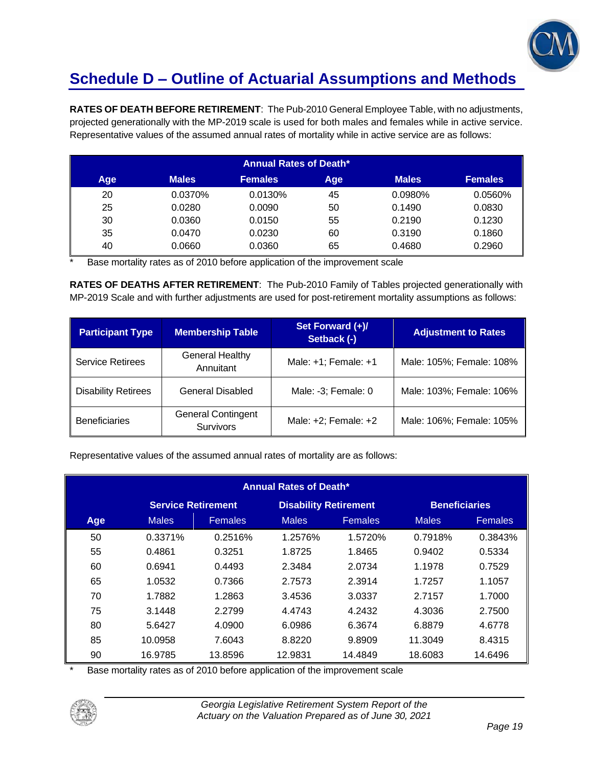## Schedule D – Outline of Actuarial Assumptions and Methods

**RATES OF DEATH BEFORE RETIREMENT**: The Pub-2010 General Employee Table, with no adjustments, projected generationally with the MP-2019 scale is used for both males and females while in active service. Representative values of the assumed annual rates of mortality while in active service are as follows:

| Annual Rates of Death* | | | | | |
|---|---|---|---|---|---|
| Age | Males | Females | Age | Males | Females |
| 20 | 0.0370% | 0.0130% | 45 | 0.0980% | 0.0560% |
| 25 | 0.0280 | 0.0090 | 50 | 0.1490 | 0.0830 |
| 30 | 0.0360 | 0.0150 | 55 | 0.2190 | 0.1230 |
| 35 | 0.0470 | 0.0230 | 60 | 0.3190 | 0.1860 |
| 40 | 0.0660 | 0.0360 | 65 | 0.4680 | 0.2960 |

\* Base mortality rates as of 2010 before application of the improvement scale

**RATES OF DEATHS AFTER RETIREMENT**: The Pub-2010 Family of Tables projected generationally with MP-2019 Scale and with further adjustments are used for post-retirement mortality assumptions as follows:

| Participant Type | Membership Table | Set Forward (+)/ Setback (-) | Adjustment to Rates |
|---|---|---|---|
| Service Retirees | General Healthy Annuitant | Male: +1; Female: +1 | Male: 105%; Female: 108% |
| Disability Retirees | General Disabled | Male: -3; Female: 0 | Male: 103%; Female: 106% |
| Beneficiaries | General Contingent Survivors | Male: +2; Female: +2 | Male: 106%; Female: 105% |

Representative values of the assumed annual rates of mortality are as follows:

| Annual Rates of Death* | | | | | | |
|---|---|---|---|---|---|---|
| | Service Retirement | | Disability Retirement | | Beneficiaries | |
| Age | Males | Females | Males | Females | Males | Females |
| 50 | 0.3371% | 0.2516% | 1.2576% | 1.5720% | 0.7918% | 0.3843% |
| 55 | 0.4861 | 0.3251 | 1.8725 | 1.8465 | 0.9402 | 0.5334 |
| 60 | 0.6941 | 0.4493 | 2.3484 | 2.0734 | 1.1978 | 0.7529 |
| 65 | 1.0532 | 0.7366 | 2.7573 | 2.3914 | 1.7257 | 1.1057 |
| 70 | 1.7882 | 1.2863 | 3.4536 | 3.0337 | 2.7157 | 1.7000 |
| 75 | 3.1448 | 2.2799 | 4.4743 | 4.2432 | 4.3036 | 2.7500 |
| 80 | 5.6427 | 4.0900 | 6.0986 | 6.3674 | 6.8879 | 4.6778 |
| 85 | 10.0958 | 7.6043 | 8.8220 | 9.8909 | 11.3049 | 8.4315 |
| 90 | 16.9785 | 13.8596 | 12.9831 | 14.4849 | 18.6083 | 14.6496 |

\* Base mortality rates as of 2010 before application of the improvement scale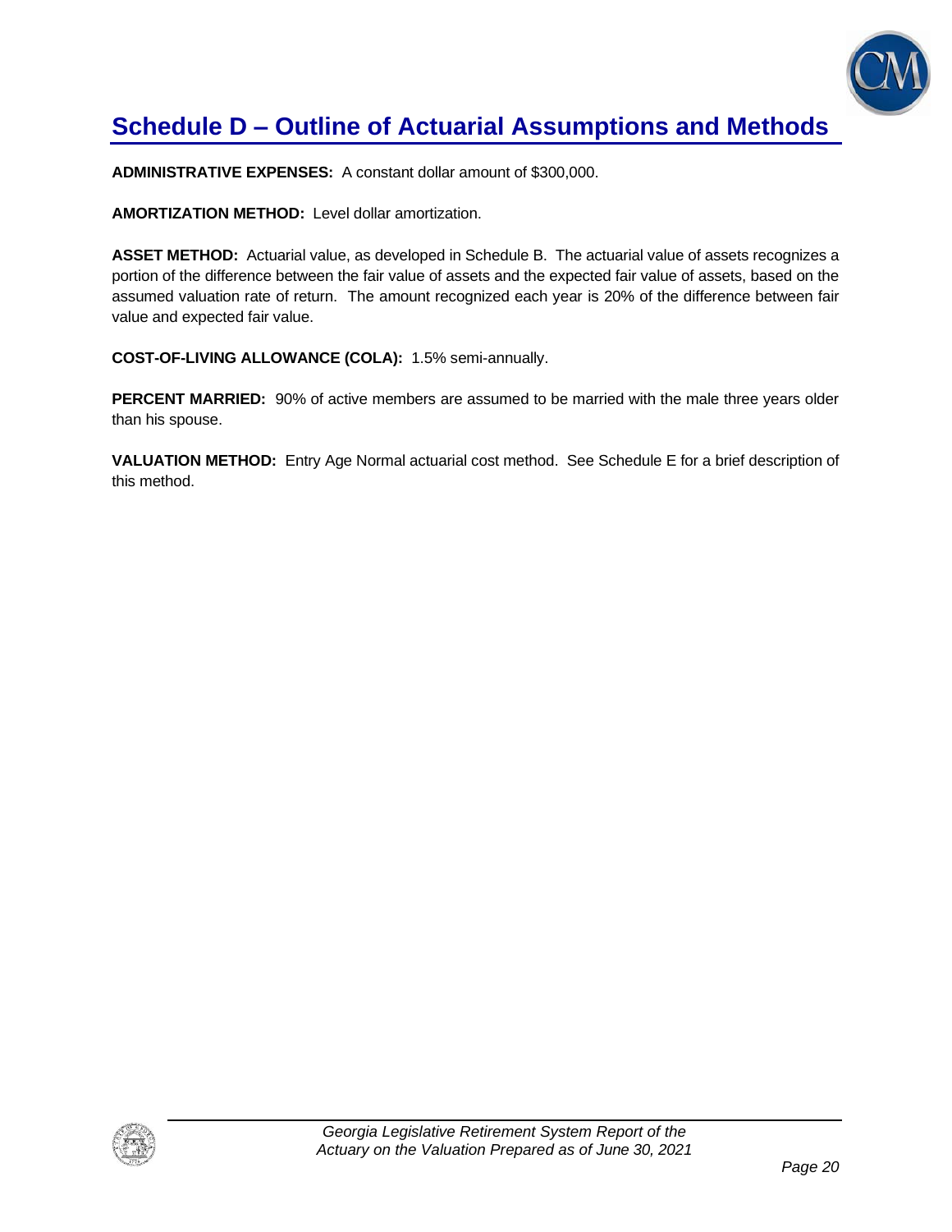# Schedule D – Outline of Actuarial Assumptions and Methods

**ADMINISTRATIVE EXPENSES:** A constant dollar amount of $300,000.

**AMORTIZATION METHOD:** Level dollar amortization.

**ASSET METHOD:** Actuarial value, as developed in Schedule B. The actuarial value of assets recognizes a portion of the difference between the fair value of assets and the expected fair value of assets, based on the assumed valuation rate of return. The amount recognized each year is 20% of the difference between fair value and expected fair value.

**COST-OF-LIVING ALLOWANCE (COLA):** 1.5% semi-annually.

**PERCENT MARRIED:** 90% of active members are assumed to be married with the male three years older than his spouse.

**VALUATION METHOD:** Entry Age Normal actuarial cost method. See Schedule E for a brief description of this method.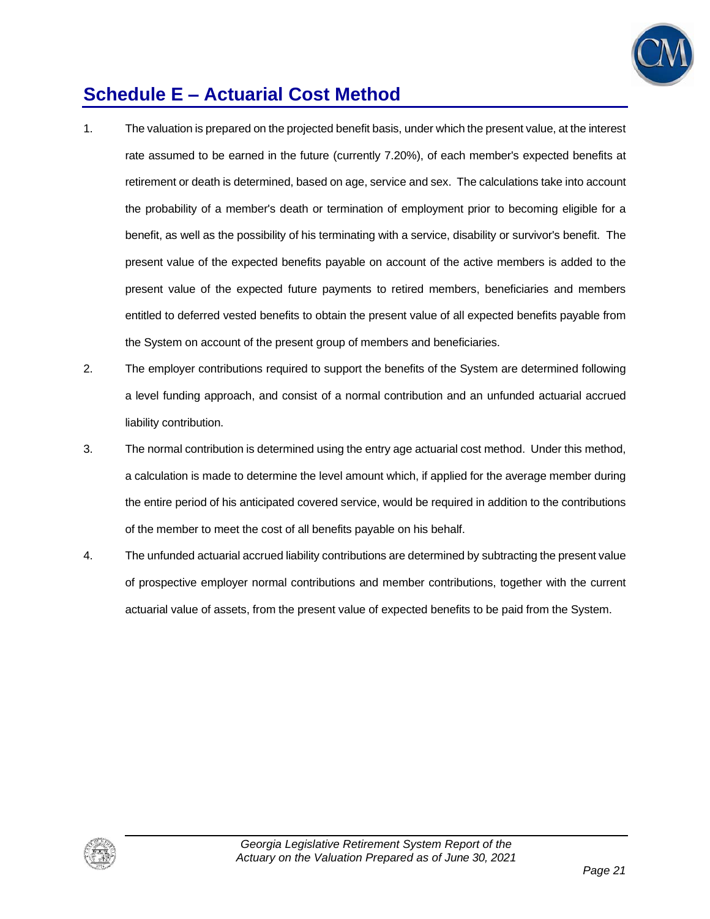## Schedule E – Actuarial Cost Method

1. The valuation is prepared on the projected benefit basis, under which the present value, at the interest rate assumed to be earned in the future (currently 7.20%), of each member's expected benefits at retirement or death is determined, based on age, service and sex. The calculations take into account the probability of a member's death or termination of employment prior to becoming eligible for a benefit, as well as the possibility of his terminating with a service, disability or survivor's benefit. The present value of the expected benefits payable on account of the active members is added to the present value of the expected future payments to retired members, beneficiaries and members entitled to deferred vested benefits to obtain the present value of all expected benefits payable from the System on account of the present group of members and beneficiaries.

2. The employer contributions required to support the benefits of the System are determined following a level funding approach, and consist of a normal contribution and an unfunded actuarial accrued liability contribution.

3. The normal contribution is determined using the entry age actuarial cost method. Under this method, a calculation is made to determine the level amount which, if applied for the average member during the entire period of his anticipated covered service, would be required in addition to the contributions of the member to meet the cost of all benefits payable on his behalf.

4. The unfunded actuarial accrued liability contributions are determined by subtracting the present value of prospective employer normal contributions and member contributions, together with the current actuarial value of assets, from the present value of expected benefits to be paid from the System.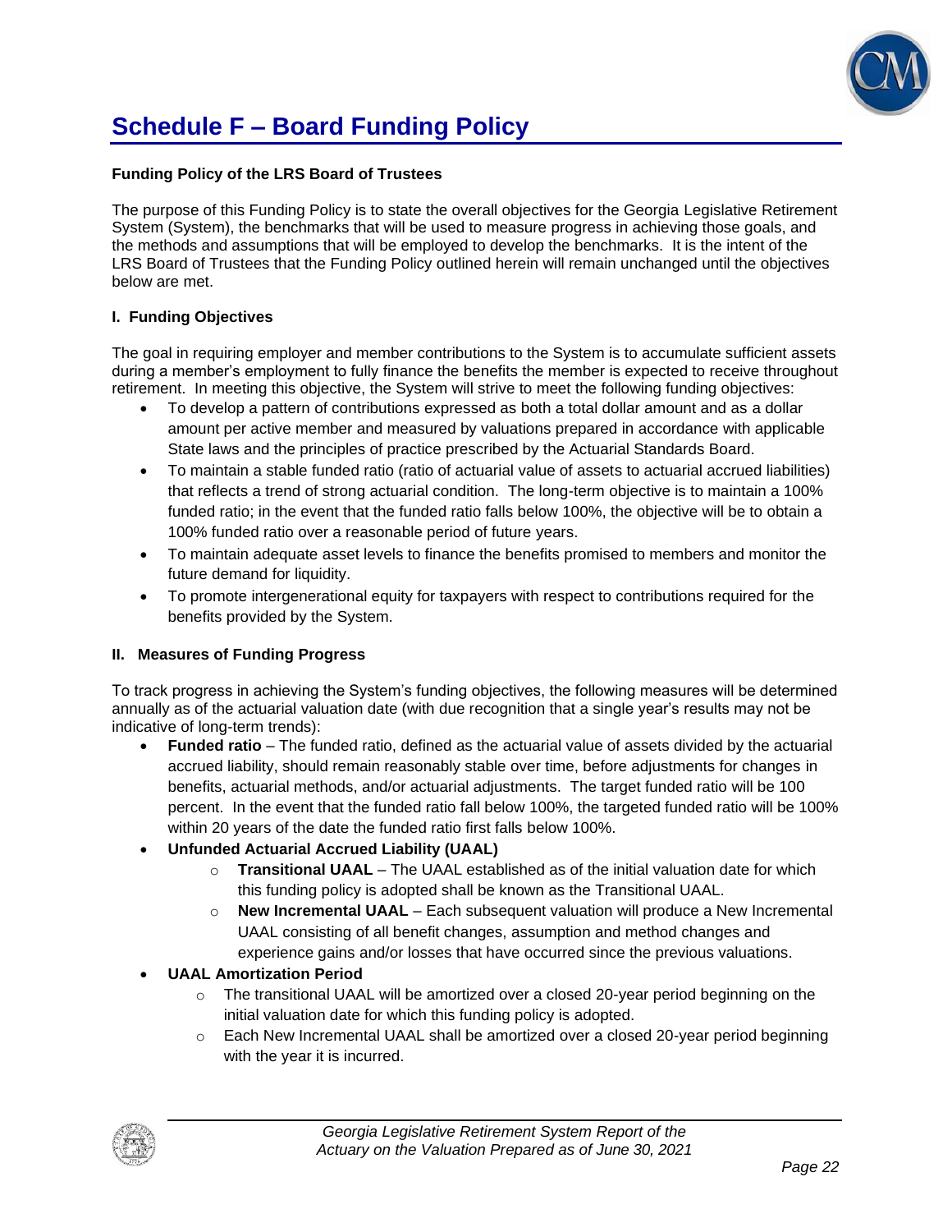# Schedule F – Board Funding Policy

**Funding Policy of the LRS Board of Trustees**

The purpose of this Funding Policy is to state the overall objectives for the Georgia Legislative Retirement System (System), the benchmarks that will be used to measure progress in achieving those goals, and the methods and assumptions that will be employed to develop the benchmarks. It is the intent of the LRS Board of Trustees that the Funding Policy outlined herein will remain unchanged until the objectives below are met.

**I. Funding Objectives**

The goal in requiring employer and member contributions to the System is to accumulate sufficient assets during a member's employment to fully finance the benefits the member is expected to receive throughout retirement. In meeting this objective, the System will strive to meet the following funding objectives:

- To develop a pattern of contributions expressed as both a total dollar amount and as a dollar amount per active member and measured by valuations prepared in accordance with applicable State laws and the principles of practice prescribed by the Actuarial Standards Board.
- To maintain a stable funded ratio (ratio of actuarial value of assets to actuarial accrued liabilities) that reflects a trend of strong actuarial condition. The long-term objective is to maintain a 100% funded ratio; in the event that the funded ratio falls below 100%, the objective will be to obtain a 100% funded ratio over a reasonable period of future years.
- To maintain adequate asset levels to finance the benefits promised to members and monitor the future demand for liquidity.
- To promote intergenerational equity for taxpayers with respect to contributions required for the benefits provided by the System.

**II. Measures of Funding Progress**

To track progress in achieving the System's funding objectives, the following measures will be determined annually as of the actuarial valuation date (with due recognition that a single year's results may not be indicative of long-term trends):

- **Funded ratio** – The funded ratio, defined as the actuarial value of assets divided by the actuarial accrued liability, should remain reasonably stable over time, before adjustments for changes in benefits, actuarial methods, and/or actuarial adjustments. The target funded ratio will be 100 percent. In the event that the funded ratio fall below 100%, the targeted funded ratio will be 100% within 20 years of the date the funded ratio first falls below 100%.
- **Unfunded Actuarial Accrued Liability (UAAL)**
  - **Transitional UAAL** – The UAAL established as of the initial valuation date for which this funding policy is adopted shall be known as the Transitional UAAL.
  - **New Incremental UAAL** – Each subsequent valuation will produce a New Incremental UAAL consisting of all benefit changes, assumption and method changes and experience gains and/or losses that have occurred since the previous valuations.
- **UAAL Amortization Period**
  - The transitional UAAL will be amortized over a closed 20-year period beginning on the initial valuation date for which this funding policy is adopted.
  - Each New Incremental UAAL shall be amortized over a closed 20-year period beginning with the year it is incurred.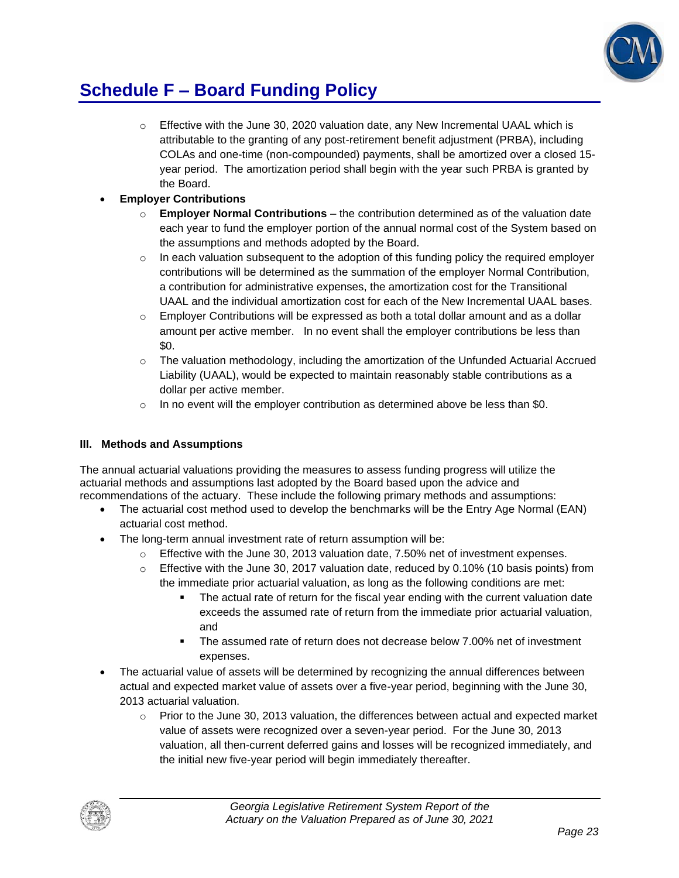# Schedule F – Board Funding Policy

  - Effective with the June 30, 2020 valuation date, any New Incremental UAAL which is attributable to the granting of any post-retirement benefit adjustment (PRBA), including COLAs and one-time (non-compounded) payments, shall be amortized over a closed 15-year period. The amortization period shall begin with the year such PRBA is granted by the Board.
- **Employer Contributions**
  - **Employer Normal Contributions** – the contribution determined as of the valuation date each year to fund the employer portion of the annual normal cost of the System based on the assumptions and methods adopted by the Board.
  - In each valuation subsequent to the adoption of this funding policy the required employer contributions will be determined as the summation of the employer Normal Contribution, a contribution for administrative expenses, the amortization cost for the Transitional UAAL and the individual amortization cost for each of the New Incremental UAAL bases.
  - Employer Contributions will be expressed as both a total dollar amount and as a dollar amount per active member. In no event shall the employer contributions be less than $0.
  - The valuation methodology, including the amortization of the Unfunded Actuarial Accrued Liability (UAAL), would be expected to maintain reasonably stable contributions as a dollar per active member.
  - In no event will the employer contribution as determined above be less than $0.

**III. Methods and Assumptions**

The annual actuarial valuations providing the measures to assess funding progress will utilize the actuarial methods and assumptions last adopted by the Board based upon the advice and recommendations of the actuary. These include the following primary methods and assumptions:

- The actuarial cost method used to develop the benchmarks will be the Entry Age Normal (EAN) actuarial cost method.
- The long-term annual investment rate of return assumption will be:
  - Effective with the June 30, 2013 valuation date, 7.50% net of investment expenses.
  - Effective with the June 30, 2017 valuation date, reduced by 0.10% (10 basis points) from the immediate prior actuarial valuation, as long as the following conditions are met:
    - The actual rate of return for the fiscal year ending with the current valuation date exceeds the assumed rate of return from the immediate prior actuarial valuation, and
    - The assumed rate of return does not decrease below 7.00% net of investment expenses.
- The actuarial value of assets will be determined by recognizing the annual differences between actual and expected market value of assets over a five-year period, beginning with the June 30, 2013 actuarial valuation.
  - Prior to the June 30, 2013 valuation, the differences between actual and expected market value of assets were recognized over a seven-year period. For the June 30, 2013 valuation, all then-current deferred gains and losses will be recognized immediately, and the initial new five-year period will begin immediately thereafter.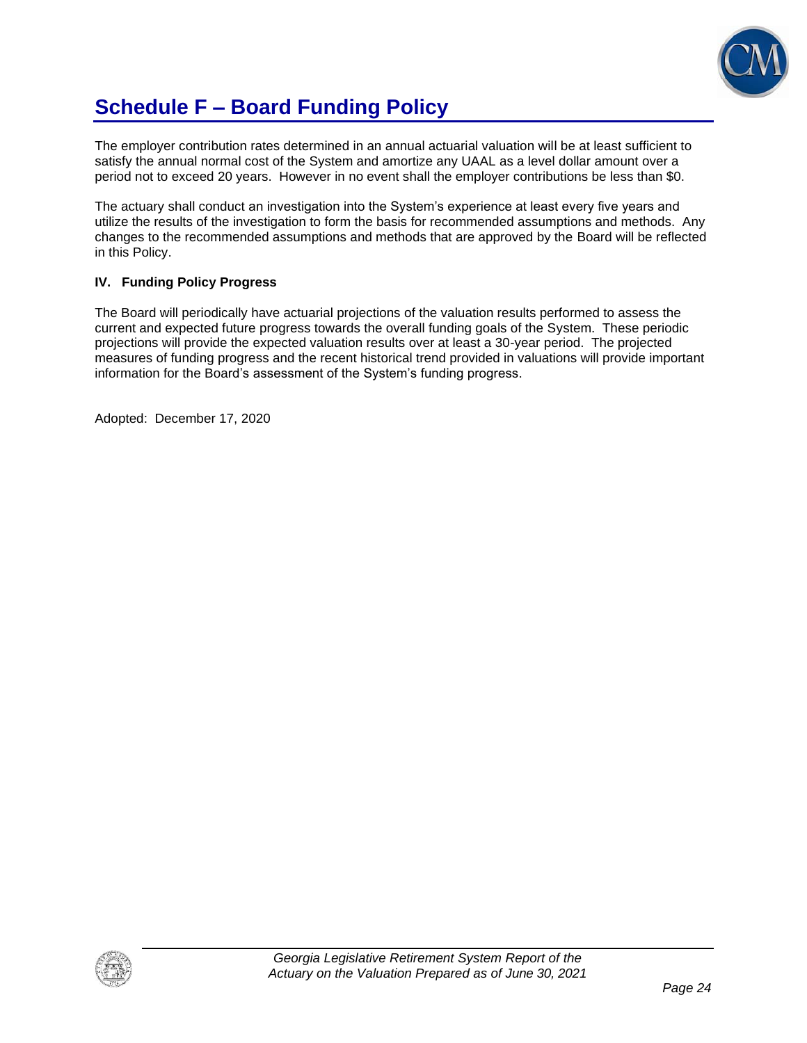# Schedule F – Board Funding Policy

The employer contribution rates determined in an annual actuarial valuation will be at least sufficient to satisfy the annual normal cost of the System and amortize any UAAL as a level dollar amount over a period not to exceed 20 years. However in no event shall the employer contributions be less than $0.

The actuary shall conduct an investigation into the System's experience at least every five years and utilize the results of the investigation to form the basis for recommended assumptions and methods. Any changes to the recommended assumptions and methods that are approved by the Board will be reflected in this Policy.

**IV. Funding Policy Progress**

The Board will periodically have actuarial projections of the valuation results performed to assess the current and expected future progress towards the overall funding goals of the System. These periodic projections will provide the expected valuation results over at least a 30-year period. The projected measures of funding progress and the recent historical trend provided in valuations will provide important information for the Board's assessment of the System's funding progress.

Adopted: December 17, 2020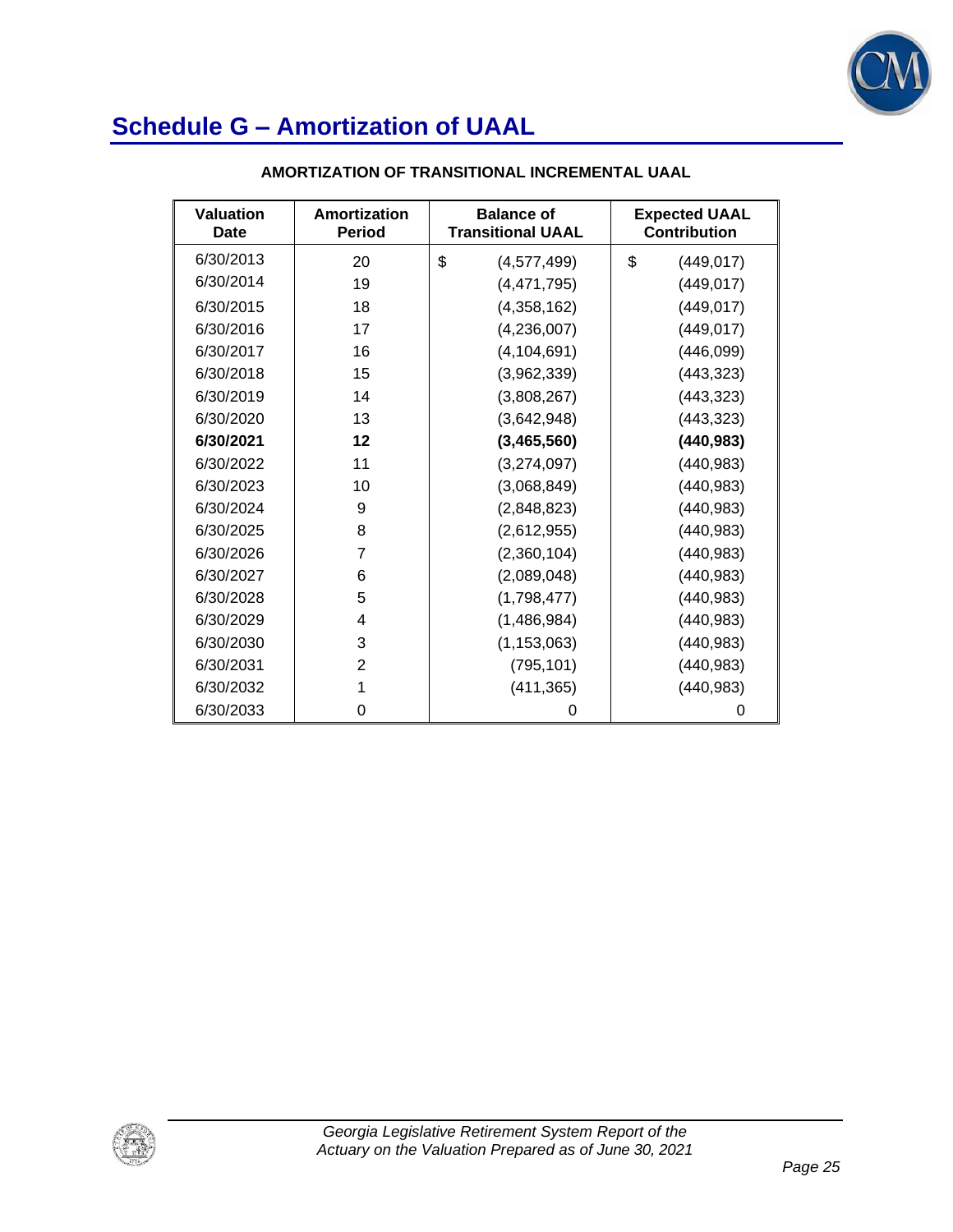## Schedule G – Amortization of UAAL

**AMORTIZATION OF TRANSITIONAL INCREMENTAL UAAL**

| Valuation Date | Amortization Period | Balance of Transitional UAAL | Expected UAAL Contribution |
|---|---|---|---|
| 6/30/2013 | 20 | $ (4,577,499) | $ (449,017) |
| 6/30/2014 | 19 | (4,471,795) | (449,017) |
| 6/30/2015 | 18 | (4,358,162) | (449,017) |
| 6/30/2016 | 17 | (4,236,007) | (449,017) |
| 6/30/2017 | 16 | (4,104,691) | (446,099) |
| 6/30/2018 | 15 | (3,962,339) | (443,323) |
| 6/30/2019 | 14 | (3,808,267) | (443,323) |
| 6/30/2020 | 13 | (3,642,948) | (443,323) |
| **6/30/2021** | **12** | **(3,465,560)** | **(440,983)** |
| 6/30/2022 | 11 | (3,274,097) | (440,983) |
| 6/30/2023 | 10 | (3,068,849) | (440,983) |
| 6/30/2024 | 9 | (2,848,823) | (440,983) |
| 6/30/2025 | 8 | (2,612,955) | (440,983) |
| 6/30/2026 | 7 | (2,360,104) | (440,983) |
| 6/30/2027 | 6 | (2,089,048) | (440,983) |
| 6/30/2028 | 5 | (1,798,477) | (440,983) |
| 6/30/2029 | 4 | (1,486,984) | (440,983) |
| 6/30/2030 | 3 | (1,153,063) | (440,983) |
| 6/30/2031 | 2 | (795,101) | (440,983) |
| 6/30/2032 | 1 | (411,365) | (440,983) |
| 6/30/2033 | 0 | 0 | 0 |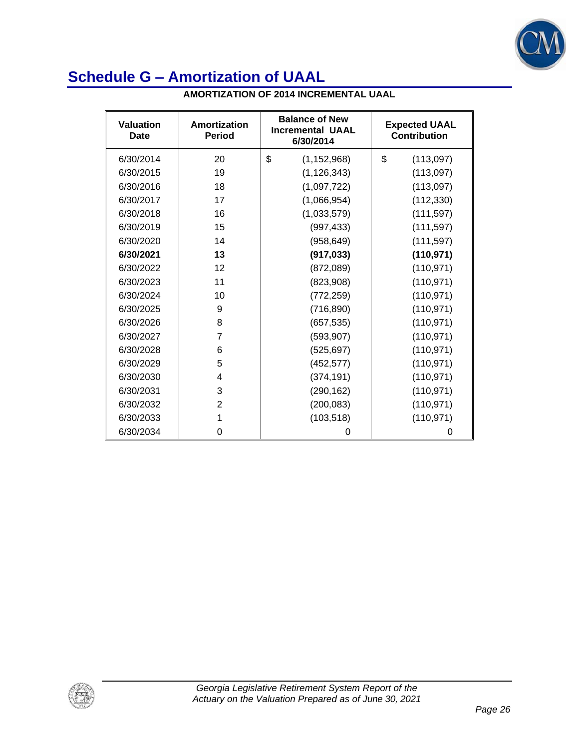# Schedule G – Amortization of UAAL

**AMORTIZATION OF 2014 INCREMENTAL UAAL**

| Valuation Date | Amortization Period | Balance of New Incremental UAAL 6/30/2014 | Expected UAAL Contribution |
|---|---|---|---|
| 6/30/2014 | 20 | $ (1,152,968) | $ (113,097) |
| 6/30/2015 | 19 | (1,126,343) | (113,097) |
| 6/30/2016 | 18 | (1,097,722) | (113,097) |
| 6/30/2017 | 17 | (1,066,954) | (112,330) |
| 6/30/2018 | 16 | (1,033,579) | (111,597) |
| 6/30/2019 | 15 | (997,433) | (111,597) |
| 6/30/2020 | 14 | (958,649) | (111,597) |
| **6/30/2021** | **13** | **(917,033)** | **(110,971)** |
| 6/30/2022 | 12 | (872,089) | (110,971) |
| 6/30/2023 | 11 | (823,908) | (110,971) |
| 6/30/2024 | 10 | (772,259) | (110,971) |
| 6/30/2025 | 9 | (716,890) | (110,971) |
| 6/30/2026 | 8 | (657,535) | (110,971) |
| 6/30/2027 | 7 | (593,907) | (110,971) |
| 6/30/2028 | 6 | (525,697) | (110,971) |
| 6/30/2029 | 5 | (452,577) | (110,971) |
| 6/30/2030 | 4 | (374,191) | (110,971) |
| 6/30/2031 | 3 | (290,162) | (110,971) |
| 6/30/2032 | 2 | (200,083) | (110,971) |
| 6/30/2033 | 1 | (103,518) | (110,971) |
| 6/30/2034 | 0 | 0 | 0 |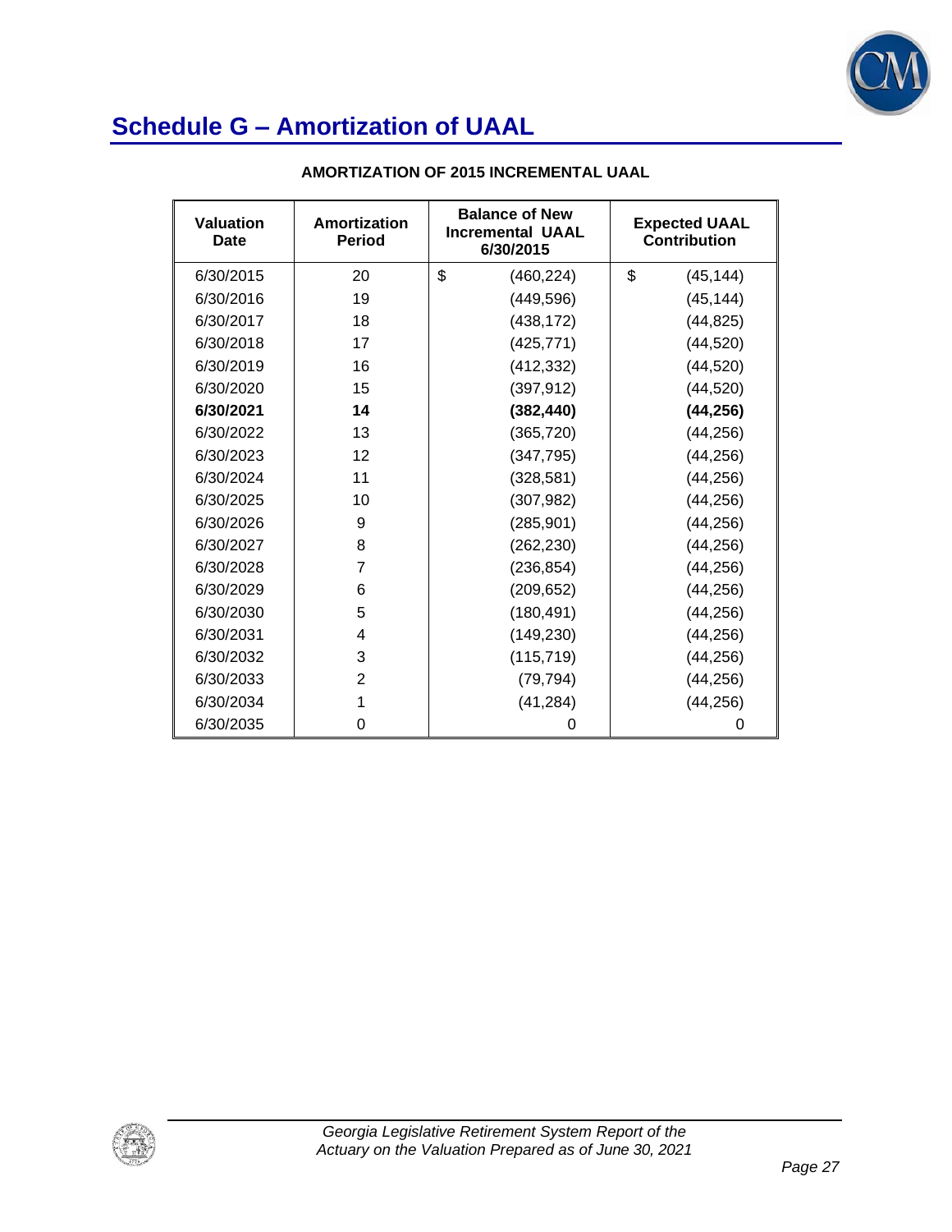# Schedule G – Amortization of UAAL

**AMORTIZATION OF 2015 INCREMENTAL UAAL**

| Valuation Date | Amortization Period | Balance of New Incremental UAAL 6/30/2015 | Expected UAAL Contribution |
|---|---|---|---|
| 6/30/2015 | 20 | $ (460,224) | $ (45,144) |
| 6/30/2016 | 19 | (449,596) | (45,144) |
| 6/30/2017 | 18 | (438,172) | (44,825) |
| 6/30/2018 | 17 | (425,771) | (44,520) |
| 6/30/2019 | 16 | (412,332) | (44,520) |
| 6/30/2020 | 15 | (397,912) | (44,520) |
| **6/30/2021** | **14** | **(382,440)** | **(44,256)** |
| 6/30/2022 | 13 | (365,720) | (44,256) |
| 6/30/2023 | 12 | (347,795) | (44,256) |
| 6/30/2024 | 11 | (328,581) | (44,256) |
| 6/30/2025 | 10 | (307,982) | (44,256) |
| 6/30/2026 | 9 | (285,901) | (44,256) |
| 6/30/2027 | 8 | (262,230) | (44,256) |
| 6/30/2028 | 7 | (236,854) | (44,256) |
| 6/30/2029 | 6 | (209,652) | (44,256) |
| 6/30/2030 | 5 | (180,491) | (44,256) |
| 6/30/2031 | 4 | (149,230) | (44,256) |
| 6/30/2032 | 3 | (115,719) | (44,256) |
| 6/30/2033 | 2 | (79,794) | (44,256) |
| 6/30/2034 | 1 | (41,284) | (44,256) |
| 6/30/2035 | 0 | 0 | 0 |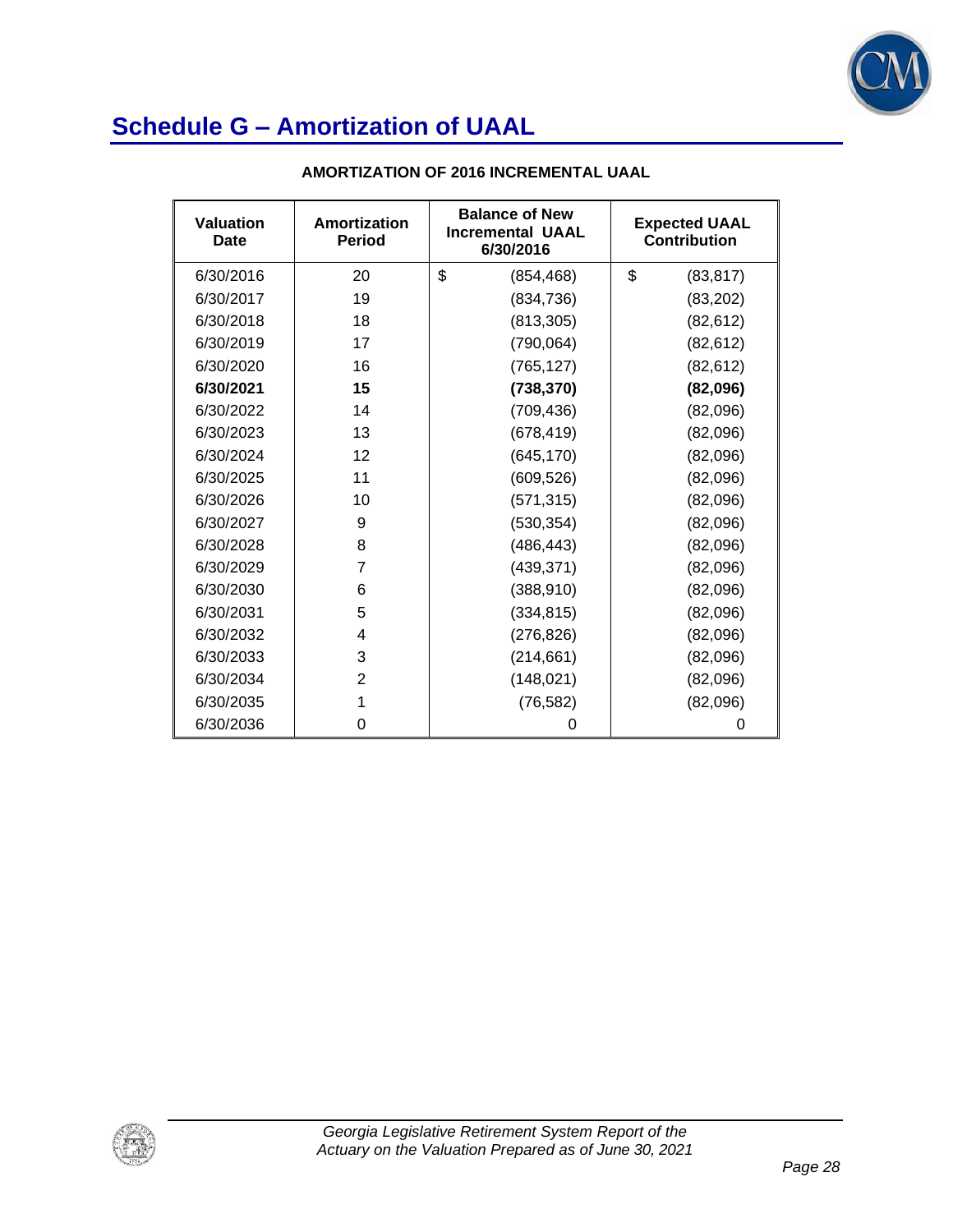# Schedule G – Amortization of UAAL

**AMORTIZATION OF 2016 INCREMENTAL UAAL**

| Valuation Date | Amortization Period | Balance of New Incremental UAAL 6/30/2016 | Expected UAAL Contribution |
|---|---|---|---|
| 6/30/2016 | 20 | $ (854,468) | $ (83,817) |
| 6/30/2017 | 19 | (834,736) | (83,202) |
| 6/30/2018 | 18 | (813,305) | (82,612) |
| 6/30/2019 | 17 | (790,064) | (82,612) |
| 6/30/2020 | 16 | (765,127) | (82,612) |
| **6/30/2021** | **15** | **(738,370)** | **(82,096)** |
| 6/30/2022 | 14 | (709,436) | (82,096) |
| 6/30/2023 | 13 | (678,419) | (82,096) |
| 6/30/2024 | 12 | (645,170) | (82,096) |
| 6/30/2025 | 11 | (609,526) | (82,096) |
| 6/30/2026 | 10 | (571,315) | (82,096) |
| 6/30/2027 | 9 | (530,354) | (82,096) |
| 6/30/2028 | 8 | (486,443) | (82,096) |
| 6/30/2029 | 7 | (439,371) | (82,096) |
| 6/30/2030 | 6 | (388,910) | (82,096) |
| 6/30/2031 | 5 | (334,815) | (82,096) |
| 6/30/2032 | 4 | (276,826) | (82,096) |
| 6/30/2033 | 3 | (214,661) | (82,096) |
| 6/30/2034 | 2 | (148,021) | (82,096) |
| 6/30/2035 | 1 | (76,582) | (82,096) |
| 6/30/2036 | 0 | 0 | 0 |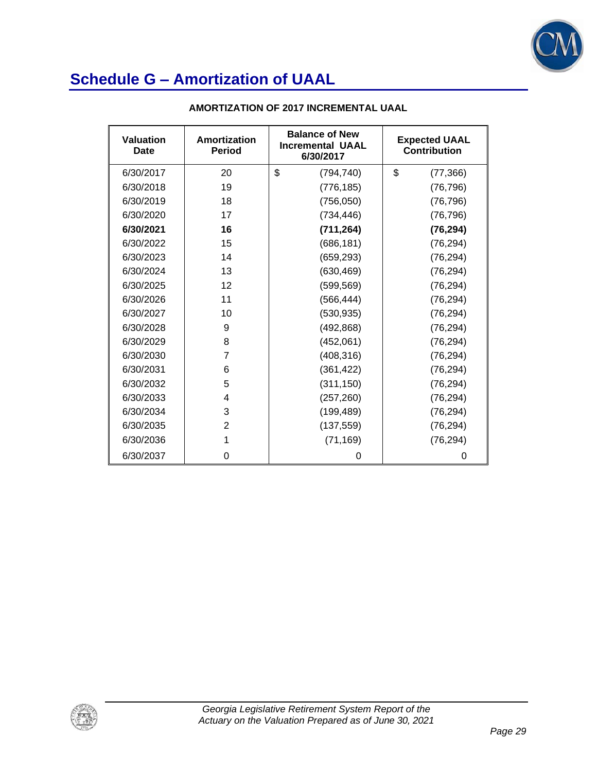# Schedule G – Amortization of UAAL

**AMORTIZATION OF 2017 INCREMENTAL UAAL**

| Valuation Date | Amortization Period | Balance of New Incremental UAAL 6/30/2017 | Expected UAAL Contribution |
|---|---|---|---|
| 6/30/2017 | 20 | $ (794,740) | $ (77,366) |
| 6/30/2018 | 19 | (776,185) | (76,796) |
| 6/30/2019 | 18 | (756,050) | (76,796) |
| 6/30/2020 | 17 | (734,446) | (76,796) |
| **6/30/2021** | **16** | **(711,264)** | **(76,294)** |
| 6/30/2022 | 15 | (686,181) | (76,294) |
| 6/30/2023 | 14 | (659,293) | (76,294) |
| 6/30/2024 | 13 | (630,469) | (76,294) |
| 6/30/2025 | 12 | (599,569) | (76,294) |
| 6/30/2026 | 11 | (566,444) | (76,294) |
| 6/30/2027 | 10 | (530,935) | (76,294) |
| 6/30/2028 | 9 | (492,868) | (76,294) |
| 6/30/2029 | 8 | (452,061) | (76,294) |
| 6/30/2030 | 7 | (408,316) | (76,294) |
| 6/30/2031 | 6 | (361,422) | (76,294) |
| 6/30/2032 | 5 | (311,150) | (76,294) |
| 6/30/2033 | 4 | (257,260) | (76,294) |
| 6/30/2034 | 3 | (199,489) | (76,294) |
| 6/30/2035 | 2 | (137,559) | (76,294) |
| 6/30/2036 | 1 | (71,169) | (76,294) |
| 6/30/2037 | 0 | 0 | 0 |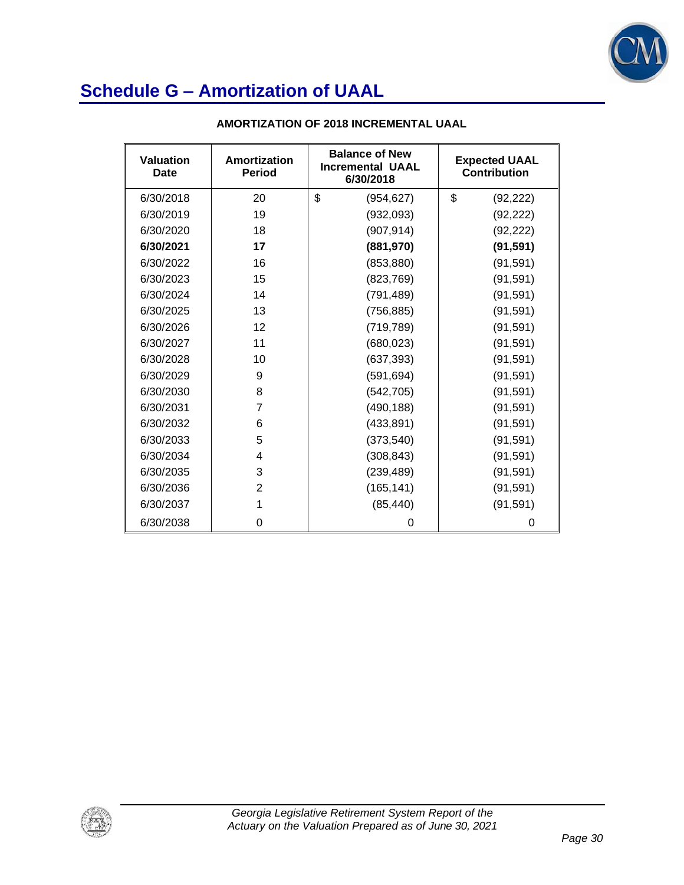# Schedule G – Amortization of UAAL

**AMORTIZATION OF 2018 INCREMENTAL UAAL**

| Valuation Date | Amortization Period | Balance of New Incremental UAAL 6/30/2018 | Expected UAAL Contribution |
|---|---|---|---|
| 6/30/2018 | 20 | $ (954,627) | $ (92,222) |
| 6/30/2019 | 19 | (932,093) | (92,222) |
| 6/30/2020 | 18 | (907,914) | (92,222) |
| **6/30/2021** | **17** | **(881,970)** | **(91,591)** |
| 6/30/2022 | 16 | (853,880) | (91,591) |
| 6/30/2023 | 15 | (823,769) | (91,591) |
| 6/30/2024 | 14 | (791,489) | (91,591) |
| 6/30/2025 | 13 | (756,885) | (91,591) |
| 6/30/2026 | 12 | (719,789) | (91,591) |
| 6/30/2027 | 11 | (680,023) | (91,591) |
| 6/30/2028 | 10 | (637,393) | (91,591) |
| 6/30/2029 | 9 | (591,694) | (91,591) |
| 6/30/2030 | 8 | (542,705) | (91,591) |
| 6/30/2031 | 7 | (490,188) | (91,591) |
| 6/30/2032 | 6 | (433,891) | (91,591) |
| 6/30/2033 | 5 | (373,540) | (91,591) |
| 6/30/2034 | 4 | (308,843) | (91,591) |
| 6/30/2035 | 3 | (239,489) | (91,591) |
| 6/30/2036 | 2 | (165,141) | (91,591) |
| 6/30/2037 | 1 | (85,440) | (91,591) |
| 6/30/2038 | 0 | 0 | 0 |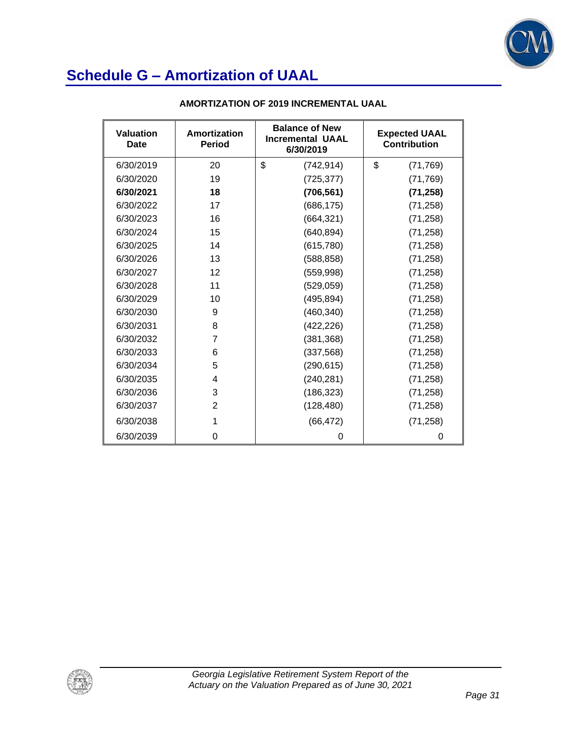# Schedule G – Amortization of UAAL

**AMORTIZATION OF 2019 INCREMENTAL UAAL**

| Valuation Date | Amortization Period | Balance of New Incremental UAAL 6/30/2019 | Expected UAAL Contribution |
|---|---|---|---|
| 6/30/2019 | 20 | $ (742,914) | $ (71,769) |
| 6/30/2020 | 19 | (725,377) | (71,769) |
| **6/30/2021** | **18** | **(706,561)** | **(71,258)** |
| 6/30/2022 | 17 | (686,175) | (71,258) |
| 6/30/2023 | 16 | (664,321) | (71,258) |
| 6/30/2024 | 15 | (640,894) | (71,258) |
| 6/30/2025 | 14 | (615,780) | (71,258) |
| 6/30/2026 | 13 | (588,858) | (71,258) |
| 6/30/2027 | 12 | (559,998) | (71,258) |
| 6/30/2028 | 11 | (529,059) | (71,258) |
| 6/30/2029 | 10 | (495,894) | (71,258) |
| 6/30/2030 | 9 | (460,340) | (71,258) |
| 6/30/2031 | 8 | (422,226) | (71,258) |
| 6/30/2032 | 7 | (381,368) | (71,258) |
| 6/30/2033 | 6 | (337,568) | (71,258) |
| 6/30/2034 | 5 | (290,615) | (71,258) |
| 6/30/2035 | 4 | (240,281) | (71,258) |
| 6/30/2036 | 3 | (186,323) | (71,258) |
| 6/30/2037 | 2 | (128,480) | (71,258) |
| 6/30/2038 | 1 | (66,472) | (71,258) |
| 6/30/2039 | 0 | 0 | 0 |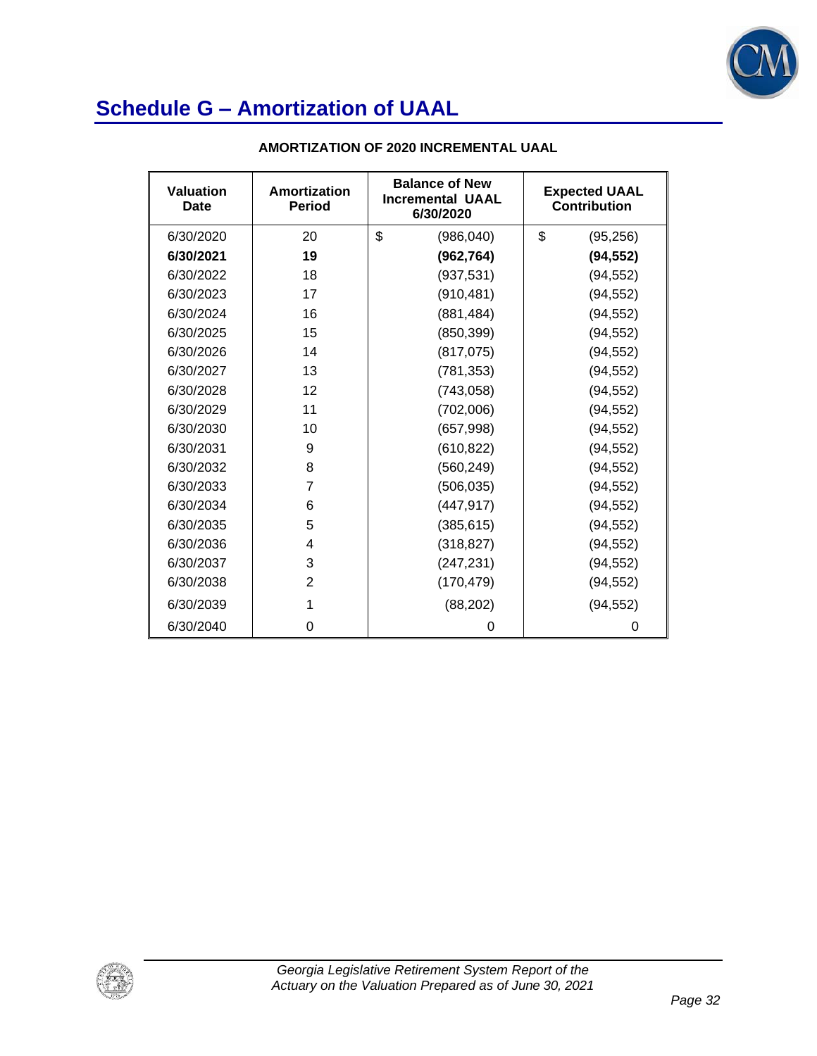# Schedule G – Amortization of UAAL

**AMORTIZATION OF 2020 INCREMENTAL UAAL**

| Valuation Date | Amortization Period | Balance of New Incremental UAAL 6/30/2020 | Expected UAAL Contribution |
|---|---|---|---|
| 6/30/2020 | 20 | $ (986,040) | $ (95,256) |
| **6/30/2021** | **19** | **(962,764)** | **(94,552)** |
| 6/30/2022 | 18 | (937,531) | (94,552) |
| 6/30/2023 | 17 | (910,481) | (94,552) |
| 6/30/2024 | 16 | (881,484) | (94,552) |
| 6/30/2025 | 15 | (850,399) | (94,552) |
| 6/30/2026 | 14 | (817,075) | (94,552) |
| 6/30/2027 | 13 | (781,353) | (94,552) |
| 6/30/2028 | 12 | (743,058) | (94,552) |
| 6/30/2029 | 11 | (702,006) | (94,552) |
| 6/30/2030 | 10 | (657,998) | (94,552) |
| 6/30/2031 | 9 | (610,822) | (94,552) |
| 6/30/2032 | 8 | (560,249) | (94,552) |
| 6/30/2033 | 7 | (506,035) | (94,552) |
| 6/30/2034 | 6 | (447,917) | (94,552) |
| 6/30/2035 | 5 | (385,615) | (94,552) |
| 6/30/2036 | 4 | (318,827) | (94,552) |
| 6/30/2037 | 3 | (247,231) | (94,552) |
| 6/30/2038 | 2 | (170,479) | (94,552) |
| 6/30/2039 | 1 | (88,202) | (94,552) |
| 6/30/2040 | 0 | 0 | 0 |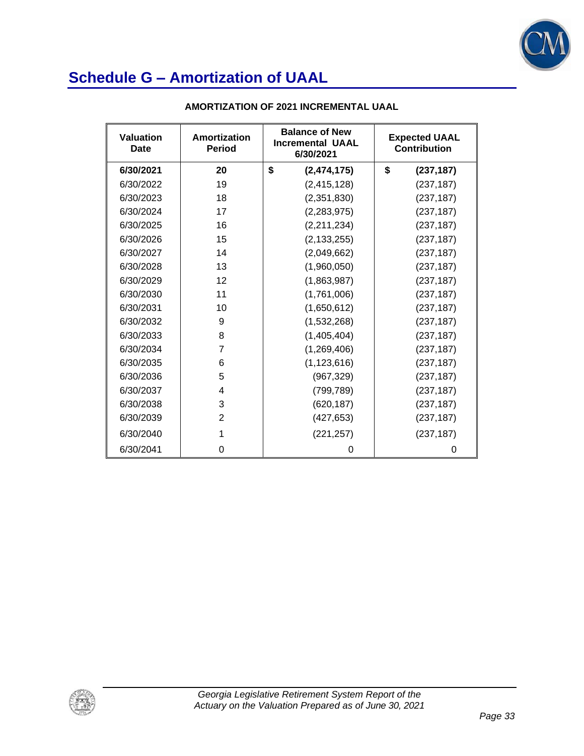# Schedule G – Amortization of UAAL

**AMORTIZATION OF 2021 INCREMENTAL UAAL**

| Valuation Date | Amortization Period | Balance of New Incremental UAAL 6/30/2021 | Expected UAAL Contribution |
|---|---|---|---|
| **6/30/2021** | **20** | **$ (2,474,175)** | **$ (237,187)** |
| 6/30/2022 | 19 | (2,415,128) | (237,187) |
| 6/30/2023 | 18 | (2,351,830) | (237,187) |
| 6/30/2024 | 17 | (2,283,975) | (237,187) |
| 6/30/2025 | 16 | (2,211,234) | (237,187) |
| 6/30/2026 | 15 | (2,133,255) | (237,187) |
| 6/30/2027 | 14 | (2,049,662) | (237,187) |
| 6/30/2028 | 13 | (1,960,050) | (237,187) |
| 6/30/2029 | 12 | (1,863,987) | (237,187) |
| 6/30/2030 | 11 | (1,761,006) | (237,187) |
| 6/30/2031 | 10 | (1,650,612) | (237,187) |
| 6/30/2032 | 9 | (1,532,268) | (237,187) |
| 6/30/2033 | 8 | (1,405,404) | (237,187) |
| 6/30/2034 | 7 | (1,269,406) | (237,187) |
| 6/30/2035 | 6 | (1,123,616) | (237,187) |
| 6/30/2036 | 5 | (967,329) | (237,187) |
| 6/30/2037 | 4 | (799,789) | (237,187) |
| 6/30/2038 | 3 | (620,187) | (237,187) |
| 6/30/2039 | 2 | (427,653) | (237,187) |
| 6/30/2040 | 1 | (221,257) | (237,187) |
| 6/30/2041 | 0 | 0 | 0 |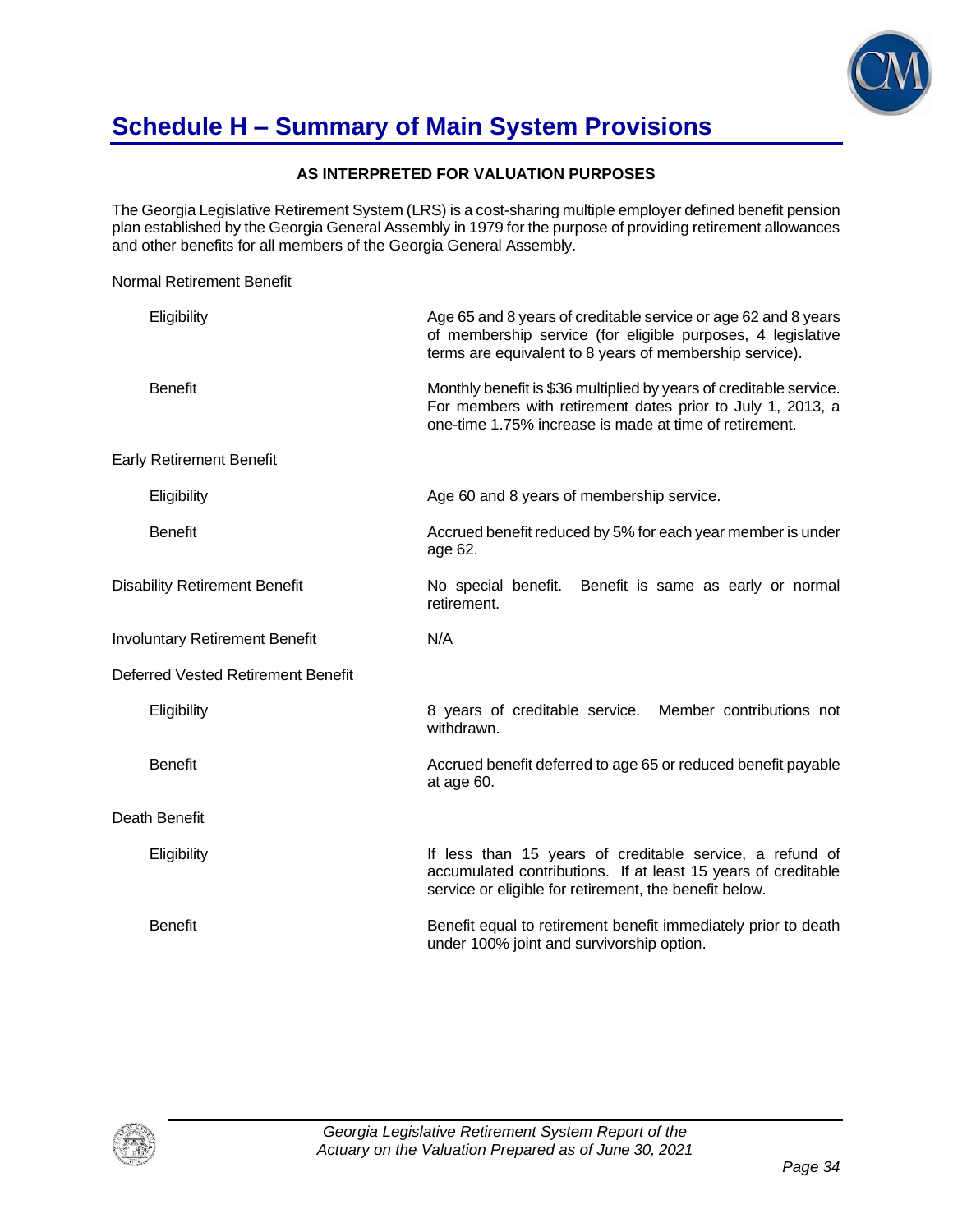# Schedule H – Summary of Main System Provisions

**AS INTERPRETED FOR VALUATION PURPOSES**

The Georgia Legislative Retirement System (LRS) is a cost-sharing multiple employer defined benefit pension plan established by the Georgia General Assembly in 1979 for the purpose of providing retirement allowances and other benefits for all members of the Georgia General Assembly.

Normal Retirement Benefit

| | |
|---|---|
| Eligibility | Age 65 and 8 years of creditable service or age 62 and 8 years of membership service (for eligible purposes, 4 legislative terms are equivalent to 8 years of membership service). |
| Benefit | Monthly benefit is $36 multiplied by years of creditable service. For members with retirement dates prior to July 1, 2013, a one-time 1.75% increase is made at time of retirement. |

Early Retirement Benefit

| | |
|---|---|
| Eligibility | Age 60 and 8 years of membership service. |
| Benefit | Accrued benefit reduced by 5% for each year member is under age 62. |

| | |
|---|---|
| Disability Retirement Benefit | No special benefit. Benefit is same as early or normal retirement. |
| Involuntary Retirement Benefit | N/A |

Deferred Vested Retirement Benefit

| | |
|---|---|
| Eligibility | 8 years of creditable service. Member contributions not withdrawn. |
| Benefit | Accrued benefit deferred to age 65 or reduced benefit payable at age 60. |

Death Benefit

| | |
|---|---|
| Eligibility | If less than 15 years of creditable service, a refund of accumulated contributions. If at least 15 years of creditable service or eligible for retirement, the benefit below. |
| Benefit | Benefit equal to retirement benefit immediately prior to death under 100% joint and survivorship option. |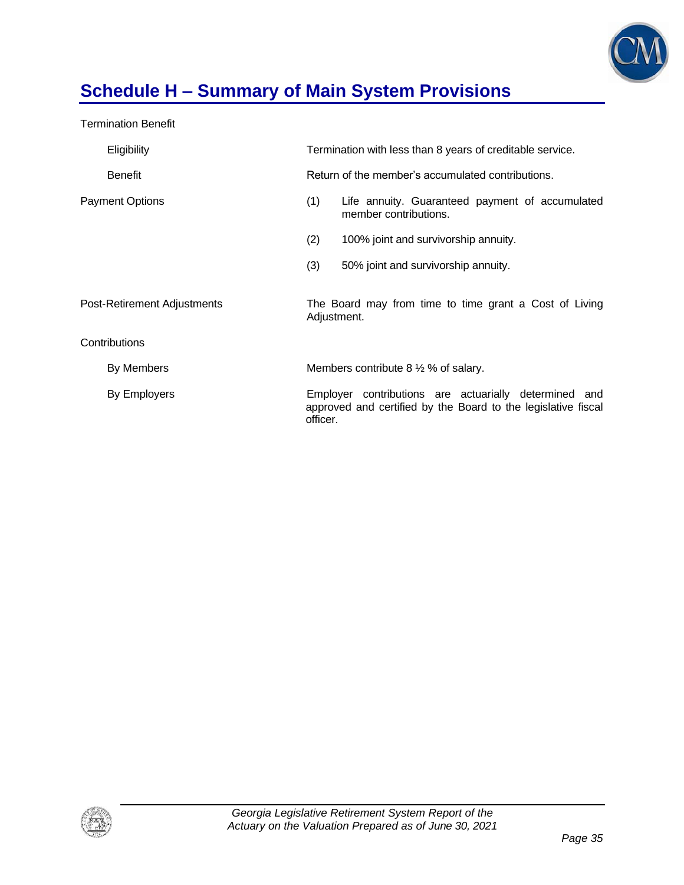# Schedule H – Summary of Main System Provisions

Termination Benefit

| | |
|---|---|
| Eligibility | Termination with less than 8 years of creditable service. |
| Benefit | Return of the member's accumulated contributions. |

Payment Options

(1) Life annuity. Guaranteed payment of accumulated member contributions.

(2) 100% joint and survivorship annuity.

(3) 50% joint and survivorship annuity.

Post-Retirement Adjustments

The Board may from time to time grant a Cost of Living Adjustment.

Contributions

| | |
|---|---|
| By Members | Members contribute 8 ½ % of salary. |
| By Employers | Employer contributions are actuarially determined and approved and certified by the Board to the legislative fiscal officer. |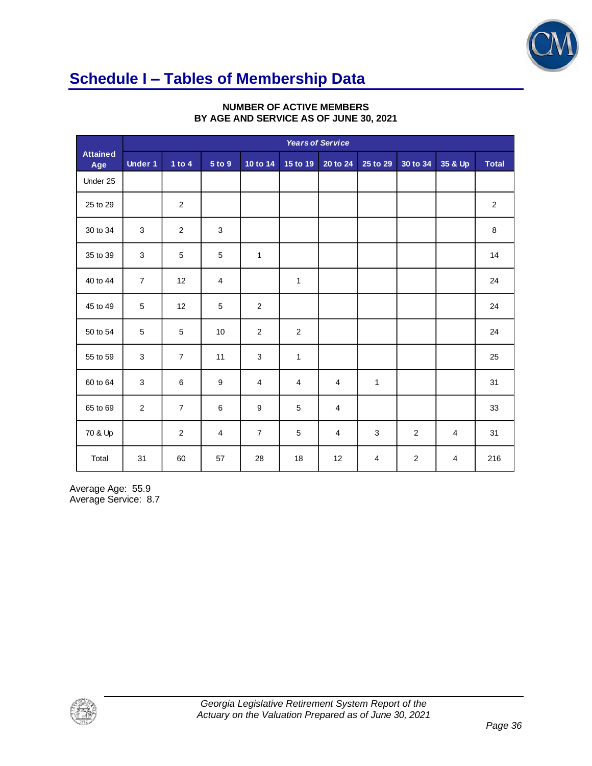## Schedule I – Tables of Membership Data

**NUMBER OF ACTIVE MEMBERS**
**BY AGE AND SERVICE AS OF JUNE 30, 2021**

| Attained Age | *Years of Service* | | | | | | | | | |
|---|---|---|---|---|---|---|---|---|---|---|
| | Under 1 | 1 to 4 | 5 to 9 | 10 to 14 | 15 to 19 | 20 to 24 | 25 to 29 | 30 to 34 | 35 & Up | Total |
| Under 25 | | | | | | | | | | |
| 25 to 29 | | 2 | | | | | | | | 2 |
| 30 to 34 | 3 | 2 | 3 | | | | | | | 8 |
| 35 to 39 | 3 | 5 | 5 | 1 | | | | | | 14 |
| 40 to 44 | 7 | 12 | 4 | | 1 | | | | | 24 |
| 45 to 49 | 5 | 12 | 5 | 2 | | | | | | 24 |
| 50 to 54 | 5 | 5 | 10 | 2 | 2 | | | | | 24 |
| 55 to 59 | 3 | 7 | 11 | 3 | 1 | | | | | 25 |
| 60 to 64 | 3 | 6 | 9 | 4 | 4 | 4 | 1 | | | 31 |
| 65 to 69 | 2 | 7 | 6 | 9 | 5 | 4 | | | | 33 |
| 70 & Up | | 2 | 4 | 7 | 5 | 4 | 3 | 2 | 4 | 31 |
| Total | 31 | 60 | 57 | 28 | 18 | 12 | 4 | 2 | 4 | 216 |

Average Age: 55.9
Average Service: 8.7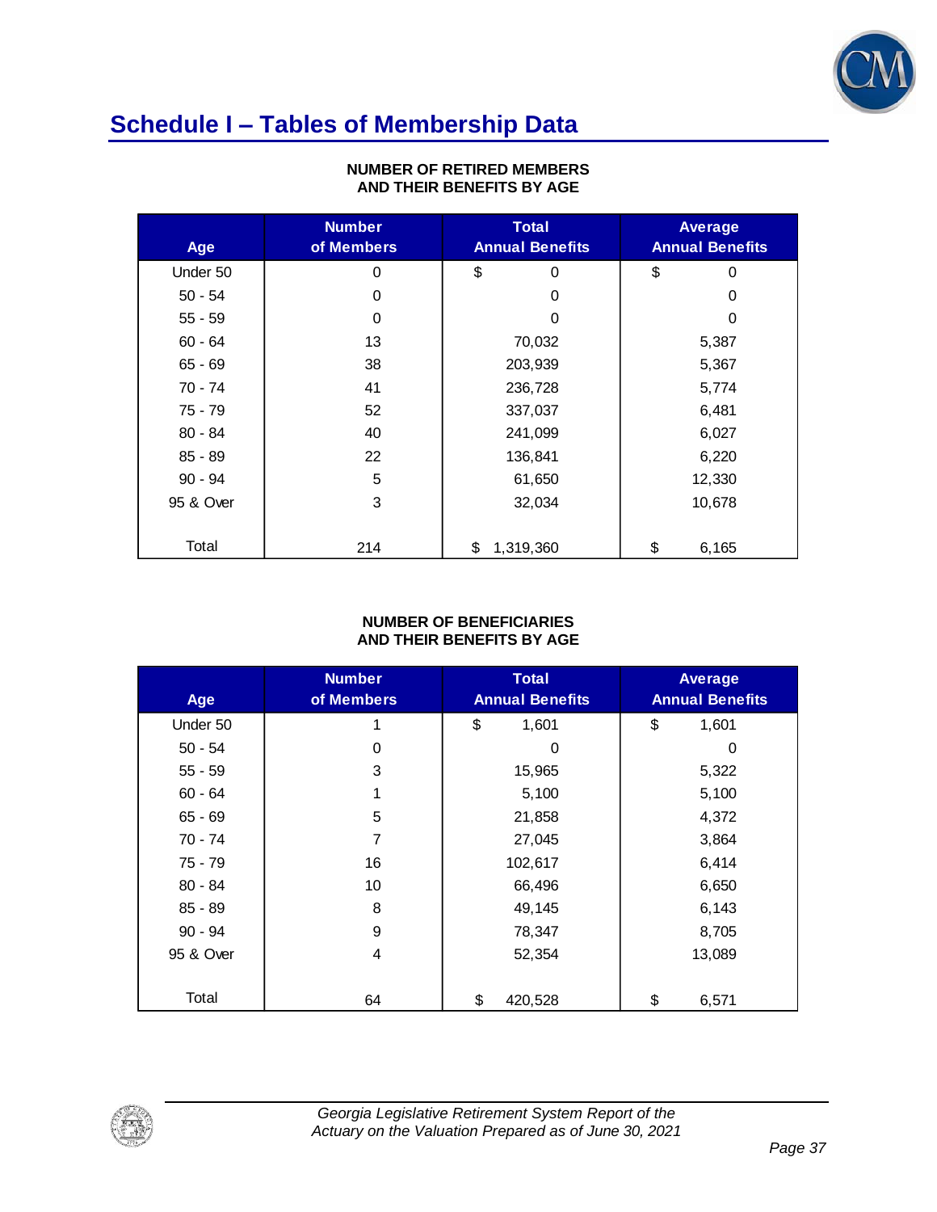# Schedule I – Tables of Membership Data

**NUMBER OF RETIRED MEMBERS AND THEIR BENEFITS BY AGE**

| Age | Number of Members | Total Annual Benefits | Average Annual Benefits |
|---|---|---|---|
| Under 50 | 0 | $ 0 | $ 0 |
| 50 - 54 | 0 | 0 | 0 |
| 55 - 59 | 0 | 0 | 0 |
| 60 - 64 | 13 | 70,032 | 5,387 |
| 65 - 69 | 38 | 203,939 | 5,367 |
| 70 - 74 | 41 | 236,728 | 5,774 |
| 75 - 79 | 52 | 337,037 | 6,481 |
| 80 - 84 | 40 | 241,099 | 6,027 |
| 85 - 89 | 22 | 136,841 | 6,220 |
| 90 - 94 | 5 | 61,650 | 12,330 |
| 95 & Over | 3 | 32,034 | 10,678 |
| Total | 214 | $ 1,319,360 | $ 6,165 |

**NUMBER OF BENEFICIARIES AND THEIR BENEFITS BY AGE**

| Age | Number of Members | Total Annual Benefits | Average Annual Benefits |
|---|---|---|---|
| Under 50 | 1 | $ 1,601 | $ 1,601 |
| 50 - 54 | 0 | 0 | 0 |
| 55 - 59 | 3 | 15,965 | 5,322 |
| 60 - 64 | 1 | 5,100 | 5,100 |
| 65 - 69 | 5 | 21,858 | 4,372 |
| 70 - 74 | 7 | 27,045 | 3,864 |
| 75 - 79 | 16 | 102,617 | 6,414 |
| 80 - 84 | 10 | 66,496 | 6,650 |
| 85 - 89 | 8 | 49,145 | 6,143 |
| 90 - 94 | 9 | 78,347 | 8,705 |
| 95 & Over | 4 | 52,354 | 13,089 |
| Total | 64 | $ 420,528 | $ 6,571 |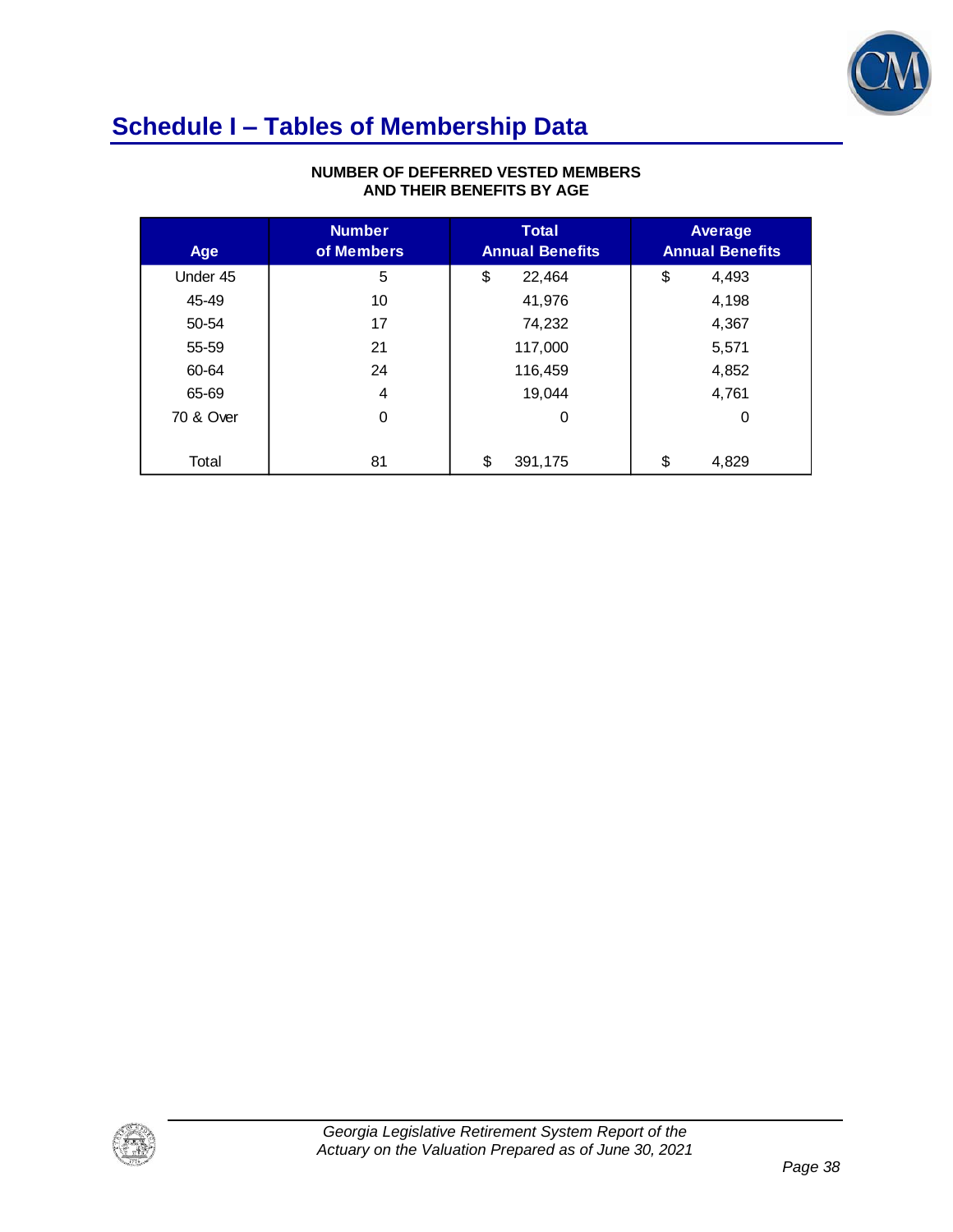## Schedule I – Tables of Membership Data

**NUMBER OF DEFERRED VESTED MEMBERS AND THEIR BENEFITS BY AGE**

| Age | Number of Members | Total Annual Benefits | Average Annual Benefits |
|---|---|---|---|
| Under 45 | 5 | $ 22,464 | $ 4,493 |
| 45-49 | 10 | 41,976 | 4,198 |
| 50-54 | 17 | 74,232 | 4,367 |
| 55-59 | 21 | 117,000 | 5,571 |
| 60-64 | 24 | 116,459 | 4,852 |
| 65-69 | 4 | 19,044 | 4,761 |
| 70 & Over | 0 | 0 | 0 |
| Total | 81 | $ 391,175 | $ 4,829 |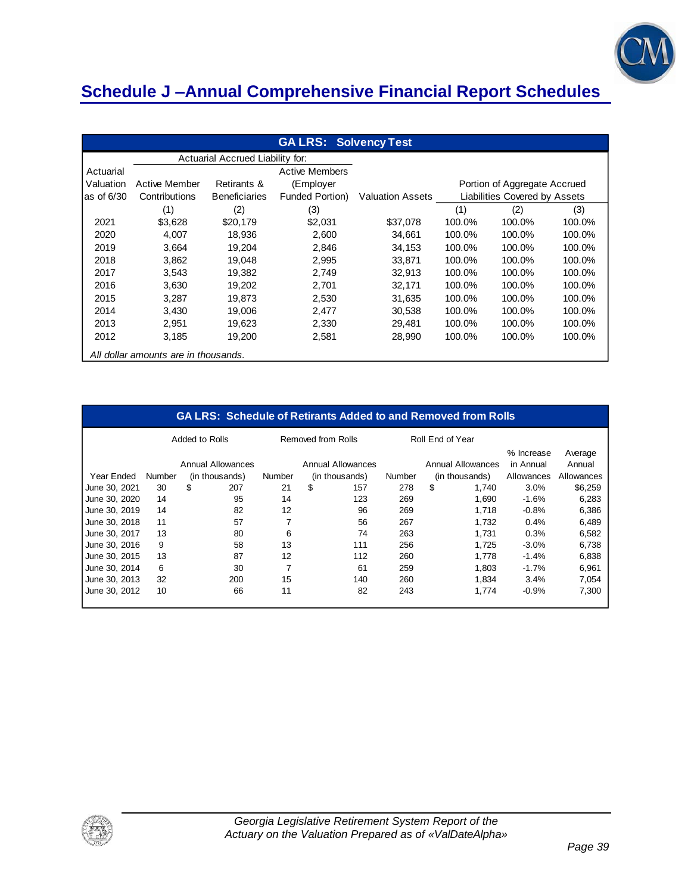# Schedule J –Annual Comprehensive Financial Report Schedules

**GA LRS: Solvency Test**

| Actuarial Valuation as of 6/30 | Actuarial Accrued Liability for: Active Member Contributions | Retirants & Beneficiaries | Active Members (Employer Funded Portion) | Valuation Assets | Portion of Aggregate Accrued Liabilities Covered by Assets | | |
|---|---|---|---|---|---|---|---|
| | (1) | (2) | (3) | | (1) | (2) | (3) |
| 2021 | $3,628 | $20,179 | $2,031 | $37,078 | 100.0% | 100.0% | 100.0% |
| 2020 | 4,007 | 18,936 | 2,600 | 34,661 | 100.0% | 100.0% | 100.0% |
| 2019 | 3,664 | 19,204 | 2,846 | 34,153 | 100.0% | 100.0% | 100.0% |
| 2018 | 3,862 | 19,048 | 2,995 | 33,871 | 100.0% | 100.0% | 100.0% |
| 2017 | 3,543 | 19,382 | 2,749 | 32,913 | 100.0% | 100.0% | 100.0% |
| 2016 | 3,630 | 19,202 | 2,701 | 32,171 | 100.0% | 100.0% | 100.0% |
| 2015 | 3,287 | 19,873 | 2,530 | 31,635 | 100.0% | 100.0% | 100.0% |
| 2014 | 3,430 | 19,006 | 2,477 | 30,538 | 100.0% | 100.0% | 100.0% |
| 2013 | 2,951 | 19,623 | 2,330 | 29,481 | 100.0% | 100.0% | 100.0% |
| 2012 | 3,185 | 19,200 | 2,581 | 28,990 | 100.0% | 100.0% | 100.0% |

*All dollar amounts are in thousands.*

**GA LRS: Schedule of Retirants Added to and Removed from Rolls**

| Year Ended | Added to Rolls: Number | Added to Rolls: Annual Allowances (in thousands) | Removed from Rolls: Number | Removed from Rolls: Annual Allowances (in thousands) | Roll End of Year: Number | Roll End of Year: Annual Allowances (in thousands) | % Increase in Annual Allowances | Average Annual Allowances |
|---|---|---|---|---|---|---|---|---|
| June 30, 2021 | 30 | $ 207 | 21 | $ 157 | 278 | $ 1,740 | 3.0% | $6,259 |
| June 30, 2020 | 14 | 95 | 14 | 123 | 269 | 1,690 | -1.6% | 6,283 |
| June 30, 2019 | 14 | 82 | 12 | 96 | 269 | 1,718 | -0.8% | 6,386 |
| June 30, 2018 | 11 | 57 | 7 | 56 | 267 | 1,732 | 0.4% | 6,489 |
| June 30, 2017 | 13 | 80 | 6 | 74 | 263 | 1,731 | 0.3% | 6,582 |
| June 30, 2016 | 9 | 58 | 13 | 111 | 256 | 1,725 | -3.0% | 6,738 |
| June 30, 2015 | 13 | 87 | 12 | 112 | 260 | 1,778 | -1.4% | 6,838 |
| June 30, 2014 | 6 | 30 | 7 | 61 | 259 | 1,803 | -1.7% | 6,961 |
| June 30, 2013 | 32 | 200 | 15 | 140 | 260 | 1,834 | 3.4% | 7,054 |
| June 30, 2012 | 10 | 66 | 11 | 82 | 243 | 1,774 | -0.9% | 7,300 |